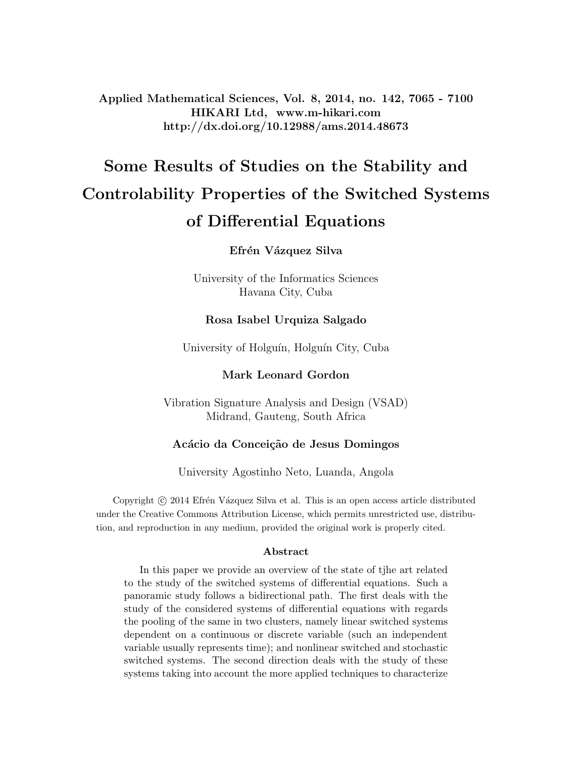Applied Mathematical Sciences, Vol. 8, 2014, no. 142, 7065 - 7100
HIKARI Ltd, www.m-hikari.com
http://dx.doi.org/10.12988/ams.2014.48673

# Some Results of Studies on the Stability and Controlability Properties of the Switched Systems of Differential Equations

**Efrén Vázquez Silva**

University of the Informatics Sciences
Havana City, Cuba

**Rosa Isabel Urquiza Salgado**

University of Holguín, Holguín City, Cuba

**Mark Leonard Gordon**

Vibration Signature Analysis and Design (VSAD)
Midrand, Gauteng, South Africa

**Acácio da Conceição de Jesus Domingos**

University Agostinho Neto, Luanda, Angola

Copyright © 2014 Efrén Vázquez Silva et al. This is an open access article distributed under the Creative Commons Attribution License, which permits unrestricted use, distribution, and reproduction in any medium, provided the original work is properly cited.

### Abstract

In this paper we provide an overview of the state of tjhe art related to the study of the switched systems of differential equations. Such a panoramic study follows a bidirectional path. The first deals with the study of the considered systems of differential equations with regards the pooling of the same in two clusters, namely linear switched systems dependent on a continuous or discrete variable (such an independent variable usually represents time); and nonlinear switched and stochastic switched systems. The second direction deals with the study of these systems taking into account the more applied techniques to characterize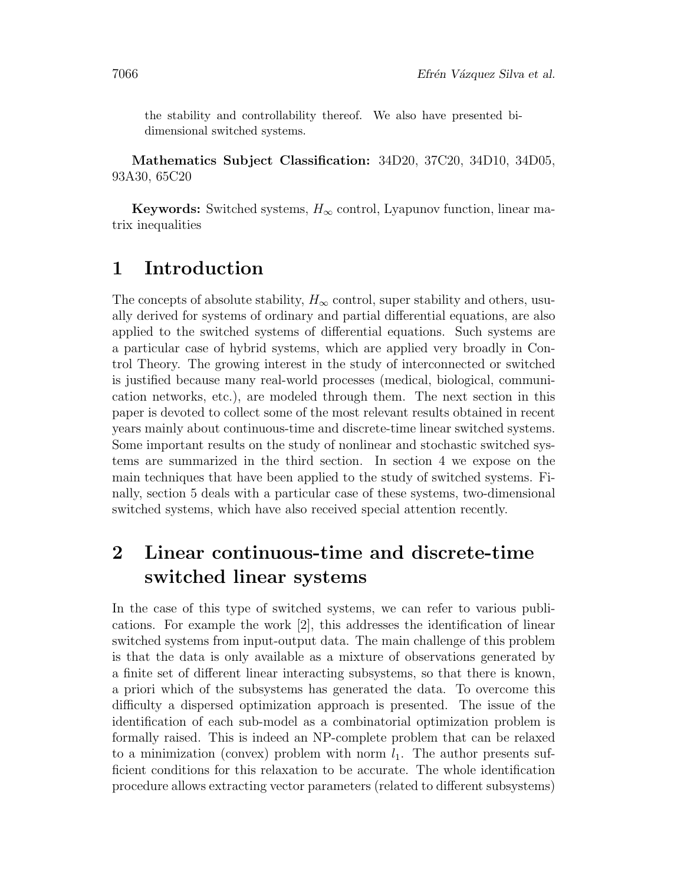the stability and controllability thereof. We also have presented bi-dimensional switched systems.

**Mathematics Subject Classification:** 34D20, 37C20, 34D10, 34D05, 93A30, 65C20

**Keywords:** Switched systems, $H_\infty$ control, Lyapunov function, linear matrix inequalities

# 1 Introduction

The concepts of absolute stability, $H_\infty$ control, super stability and others, usually derived for systems of ordinary and partial differential equations, are also applied to the switched systems of differential equations. Such systems are a particular case of hybrid systems, which are applied very broadly in Control Theory. The growing interest in the study of interconnected or switched is justified because many real-world processes (medical, biological, communication networks, etc.), are modeled through them. The next section in this paper is devoted to collect some of the most relevant results obtained in recent years mainly about continuous-time and discrete-time linear switched systems. Some important results on the study of nonlinear and stochastic switched systems are summarized in the third section. In section 4 we expose on the main techniques that have been applied to the study of switched systems. Finally, section 5 deals with a particular case of these systems, two-dimensional switched systems, which have also received special attention recently.

# 2 Linear continuous-time and discrete-time switched linear systems

In the case of this type of switched systems, we can refer to various publications. For example the work [2], this addresses the identification of linear switched systems from input-output data. The main challenge of this problem is that the data is only available as a mixture of observations generated by a finite set of different linear interacting subsystems, so that there is known, a priori which of the subsystems has generated the data. To overcome this difficulty a dispersed optimization approach is presented. The issue of the identification of each sub-model as a combinatorial optimization problem is formally raised. This is indeed an NP-complete problem that can be relaxed to a minimization (convex) problem with norm $l_1$. The author presents sufficient conditions for this relaxation to be accurate. The whole identification procedure allows extracting vector parameters (related to different subsystems)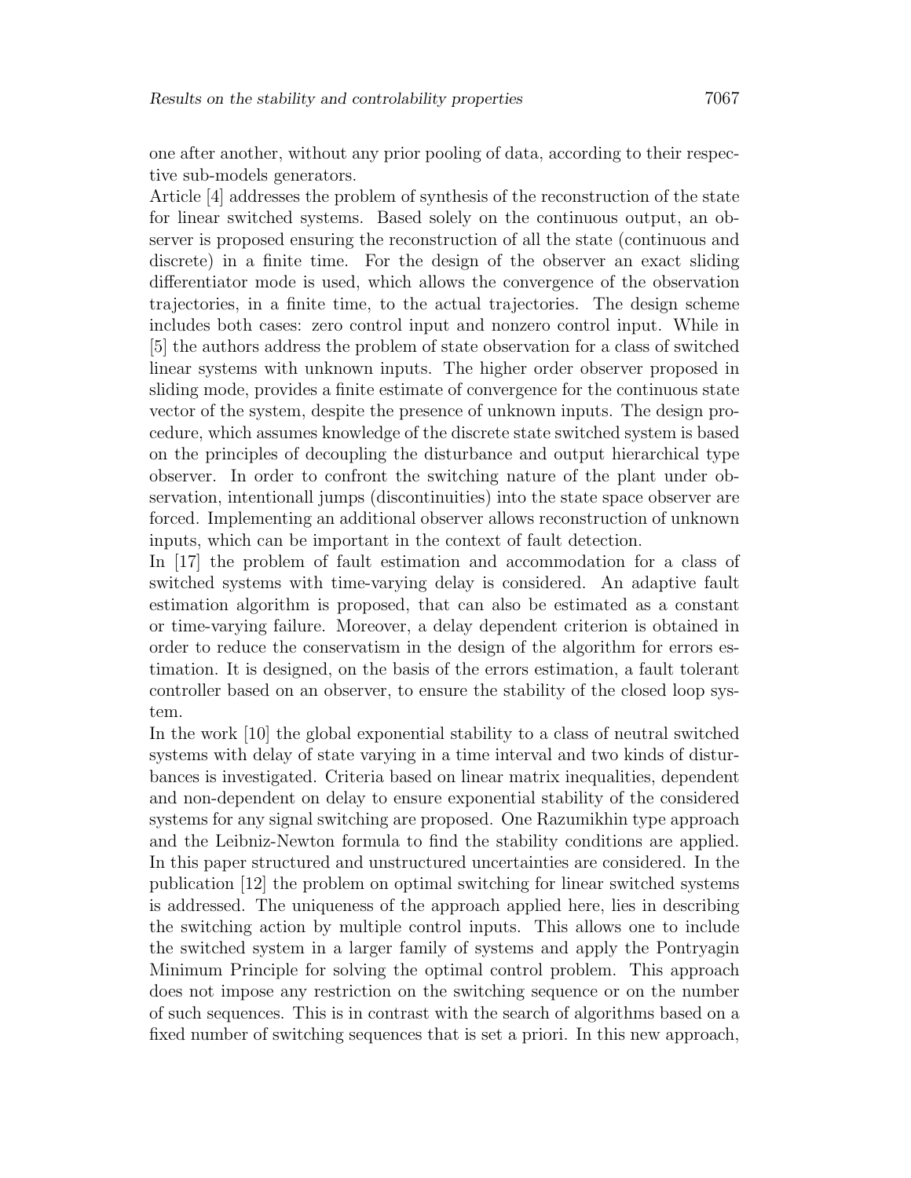one after another, without any prior pooling of data, according to their respective sub-models generators.

Article [4] addresses the problem of synthesis of the reconstruction of the state for linear switched systems. Based solely on the continuous output, an observer is proposed ensuring the reconstruction of all the state (continuous and discrete) in a finite time. For the design of the observer an exact sliding differentiator mode is used, which allows the convergence of the observation trajectories, in a finite time, to the actual trajectories. The design scheme includes both cases: zero control input and nonzero control input. While in [5] the authors address the problem of state observation for a class of switched linear systems with unknown inputs. The higher order observer proposed in sliding mode, provides a finite estimate of convergence for the continuous state vector of the system, despite the presence of unknown inputs. The design procedure, which assumes knowledge of the discrete state switched system is based on the principles of decoupling the disturbance and output hierarchical type observer. In order to confront the switching nature of the plant under observation, intentionall jumps (discontinuities) into the state space observer are forced. Implementing an additional observer allows reconstruction of unknown inputs, which can be important in the context of fault detection.

In [17] the problem of fault estimation and accommodation for a class of switched systems with time-varying delay is considered. An adaptive fault estimation algorithm is proposed, that can also be estimated as a constant or time-varying failure. Moreover, a delay dependent criterion is obtained in order to reduce the conservatism in the design of the algorithm for errors estimation. It is designed, on the basis of the errors estimation, a fault tolerant controller based on an observer, to ensure the stability of the closed loop system.

In the work [10] the global exponential stability to a class of neutral switched systems with delay of state varying in a time interval and two kinds of disturbances is investigated. Criteria based on linear matrix inequalities, dependent and non-dependent on delay to ensure exponential stability of the considered systems for any signal switching are proposed. One Razumikhin type approach and the Leibniz-Newton formula to find the stability conditions are applied. In this paper structured and unstructured uncertainties are considered. In the publication [12] the problem on optimal switching for linear switched systems is addressed. The uniqueness of the approach applied here, lies in describing the switching action by multiple control inputs. This allows one to include the switched system in a larger family of systems and apply the Pontryagin Minimum Principle for solving the optimal control problem. This approach does not impose any restriction on the switching sequence or on the number of such sequences. This is in contrast with the search of algorithms based on a fixed number of switching sequences that is set a priori. In this new approach,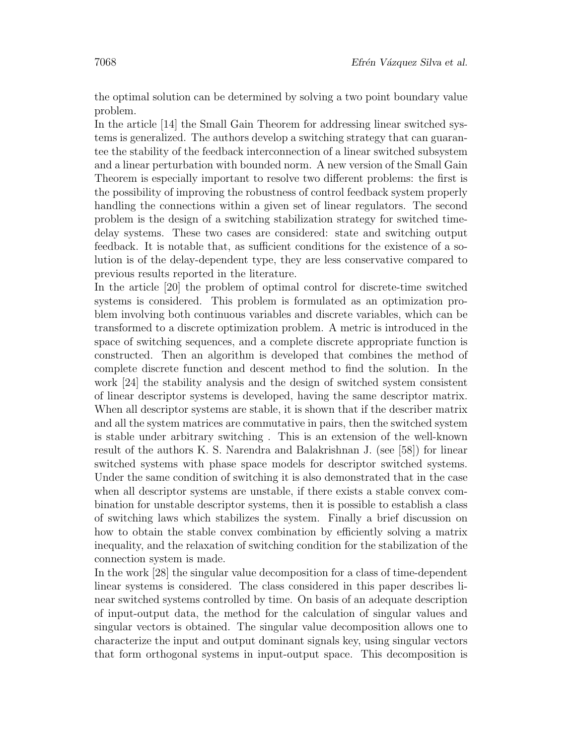the optimal solution can be determined by solving a two point boundary value problem.

In the article [14] the Small Gain Theorem for addressing linear switched systems is generalized. The authors develop a switching strategy that can guarantee the stability of the feedback interconnection of a linear switched subsystem and a linear perturbation with bounded norm. A new version of the Small Gain Theorem is especially important to resolve two different problems: the first is the possibility of improving the robustness of control feedback system properly handling the connections within a given set of linear regulators. The second problem is the design of a switching stabilization strategy for switched time-delay systems. These two cases are considered: state and switching output feedback. It is notable that, as sufficient conditions for the existence of a solution is of the delay-dependent type, they are less conservative compared to previous results reported in the literature.

In the article [20] the problem of optimal control for discrete-time switched systems is considered. This problem is formulated as an optimization problem involving both continuous variables and discrete variables, which can be transformed to a discrete optimization problem. A metric is introduced in the space of switching sequences, and a complete discrete appropriate function is constructed. Then an algorithm is developed that combines the method of complete discrete function and descent method to find the solution. In the work [24] the stability analysis and the design of switched system consistent of linear descriptor systems is developed, having the same descriptor matrix. When all descriptor systems are stable, it is shown that if the describer matrix and all the system matrices are commutative in pairs, then the switched system is stable under arbitrary switching . This is an extension of the well-known result of the authors K. S. Narendra and Balakrishnan J. (see [58]) for linear switched systems with phase space models for descriptor switched systems. Under the same condition of switching it is also demonstrated that in the case when all descriptor systems are unstable, if there exists a stable convex combination for unstable descriptor systems, then it is possible to establish a class of switching laws which stabilizes the system. Finally a brief discussion on how to obtain the stable convex combination by efficiently solving a matrix inequality, and the relaxation of switching condition for the stabilization of the connection system is made.

In the work [28] the singular value decomposition for a class of time-dependent linear systems is considered. The class considered in this paper describes linear switched systems controlled by time. On basis of an adequate description of input-output data, the method for the calculation of singular values and singular vectors is obtained. The singular value decomposition allows one to characterize the input and output dominant signals key, using singular vectors that form orthogonal systems in input-output space. This decomposition is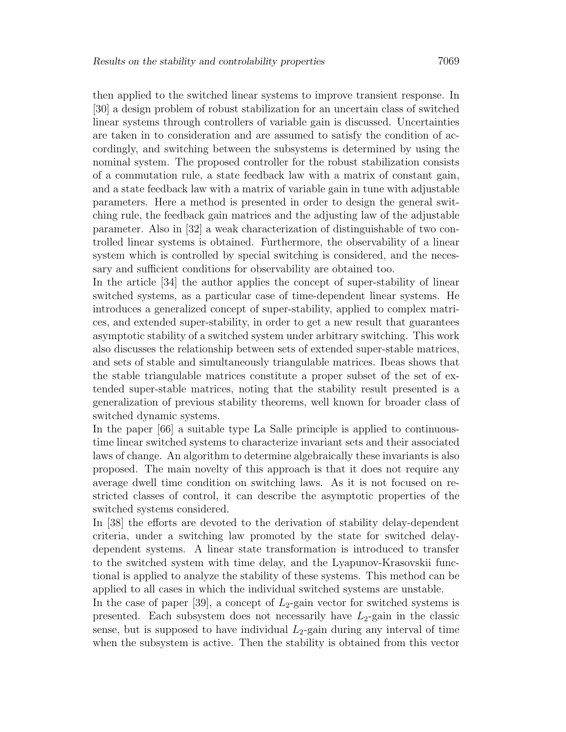then applied to the switched linear systems to improve transient response. In [30] a design problem of robust stabilization for an uncertain class of switched linear systems through controllers of variable gain is discussed. Uncertainties are taken in to consideration and are assumed to satisfy the condition of accordingly, and switching between the subsystems is determined by using the nominal system. The proposed controller for the robust stabilization consists of a commutation rule, a state feedback law with a matrix of constant gain, and a state feedback law with a matrix of variable gain in tune with adjustable parameters. Here a method is presented in order to design the general switching rule, the feedback gain matrices and the adjusting law of the adjustable parameter. Also in [32] a weak characterization of distinguishable of two controlled linear systems is obtained. Furthermore, the observability of a linear system which is controlled by special switching is considered, and the necessary and sufficient conditions for observability are obtained too.

In the article [34] the author applies the concept of super-stability of linear switched systems, as a particular case of time-dependent linear systems. He introduces a generalized concept of super-stability, applied to complex matrices, and extended super-stability, in order to get a new result that guarantees asymptotic stability of a switched system under arbitrary switching. This work also discusses the relationship between sets of extended super-stable matrices, and sets of stable and simultaneously triangulable matrices. Ibeas shows that the stable triangulable matrices constitute a proper subset of the set of extended super-stable matrices, noting that the stability result presented is a generalization of previous stability theorems, well known for broader class of switched dynamic systems.

In the paper [66] a suitable type La Salle principle is applied to continuous-time linear switched systems to characterize invariant sets and their associated laws of change. An algorithm to determine algebraically these invariants is also proposed. The main novelty of this approach is that it does not require any average dwell time condition on switching laws. As it is not focused on restricted classes of control, it can describe the asymptotic properties of the switched systems considered.

In [38] the efforts are devoted to the derivation of stability delay-dependent criteria, under a switching law promoted by the state for switched delay-dependent systems. A linear state transformation is introduced to transfer to the switched system with time delay, and the Lyapunov-Krasovskii functional is applied to analyze the stability of these systems. This method can be applied to all cases in which the individual switched systems are unstable.

In the case of paper [39], a concept of $L_2$-gain vector for switched systems is presented. Each subsystem does not necessarily have $L_2$-gain in the classic sense, but is supposed to have individual $L_2$-gain during any interval of time when the subsystem is active. Then the stability is obtained from this vector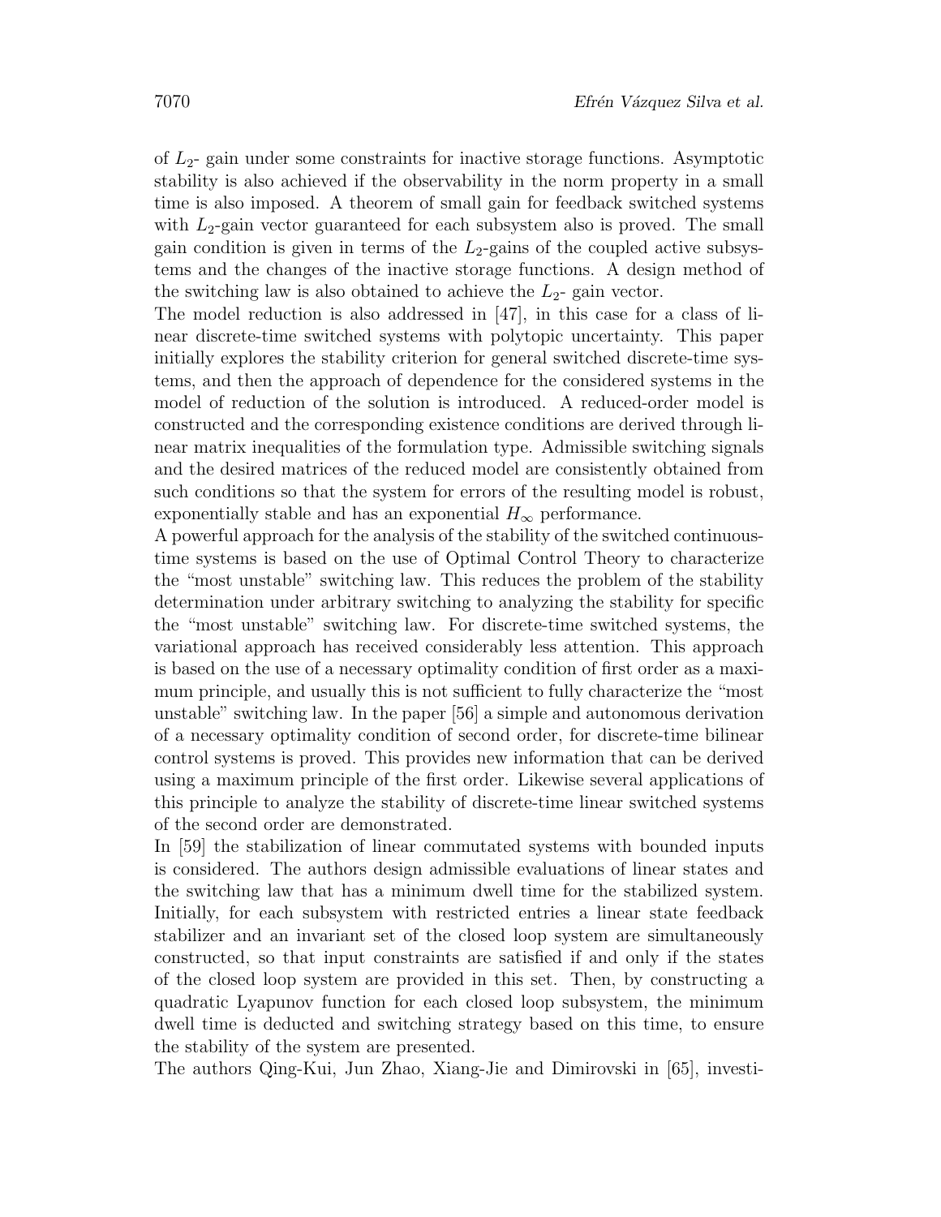of $L_2$- gain under some constraints for inactive storage functions. Asymptotic stability is also achieved if the observability in the norm property in a small time is also imposed. A theorem of small gain for feedback switched systems with $L_2$-gain vector guaranteed for each subsystem also is proved. The small gain condition is given in terms of the $L_2$-gains of the coupled active subsystems and the changes of the inactive storage functions. A design method of the switching law is also obtained to achieve the $L_2$- gain vector.

The model reduction is also addressed in [47], in this case for a class of linear discrete-time switched systems with polytopic uncertainty. This paper initially explores the stability criterion for general switched discrete-time systems, and then the approach of dependence for the considered systems in the model of reduction of the solution is introduced. A reduced-order model is constructed and the corresponding existence conditions are derived through linear matrix inequalities of the formulation type. Admissible switching signals and the desired matrices of the reduced model are consistently obtained from such conditions so that the system for errors of the resulting model is robust, exponentially stable and has an exponential $H_\infty$ performance.

A powerful approach for the analysis of the stability of the switched continuous-time systems is based on the use of Optimal Control Theory to characterize the "most unstable" switching law. This reduces the problem of the stability determination under arbitrary switching to analyzing the stability for specific the "most unstable" switching law. For discrete-time switched systems, the variational approach has received considerably less attention. This approach is based on the use of a necessary optimality condition of first order as a maximum principle, and usually this is not sufficient to fully characterize the "most unstable" switching law. In the paper [56] a simple and autonomous derivation of a necessary optimality condition of second order, for discrete-time bilinear control systems is proved. This provides new information that can be derived using a maximum principle of the first order. Likewise several applications of this principle to analyze the stability of discrete-time linear switched systems of the second order are demonstrated.

In [59] the stabilization of linear commutated systems with bounded inputs is considered. The authors design admissible evaluations of linear states and the switching law that has a minimum dwell time for the stabilized system. Initially, for each subsystem with restricted entries a linear state feedback stabilizer and an invariant set of the closed loop system are simultaneously constructed, so that input constraints are satisfied if and only if the states of the closed loop system are provided in this set. Then, by constructing a quadratic Lyapunov function for each closed loop subsystem, the minimum dwell time is deducted and switching strategy based on this time, to ensure the stability of the system are presented.

The authors Qing-Kui, Jun Zhao, Xiang-Jie and Dimirovski in [65], investi-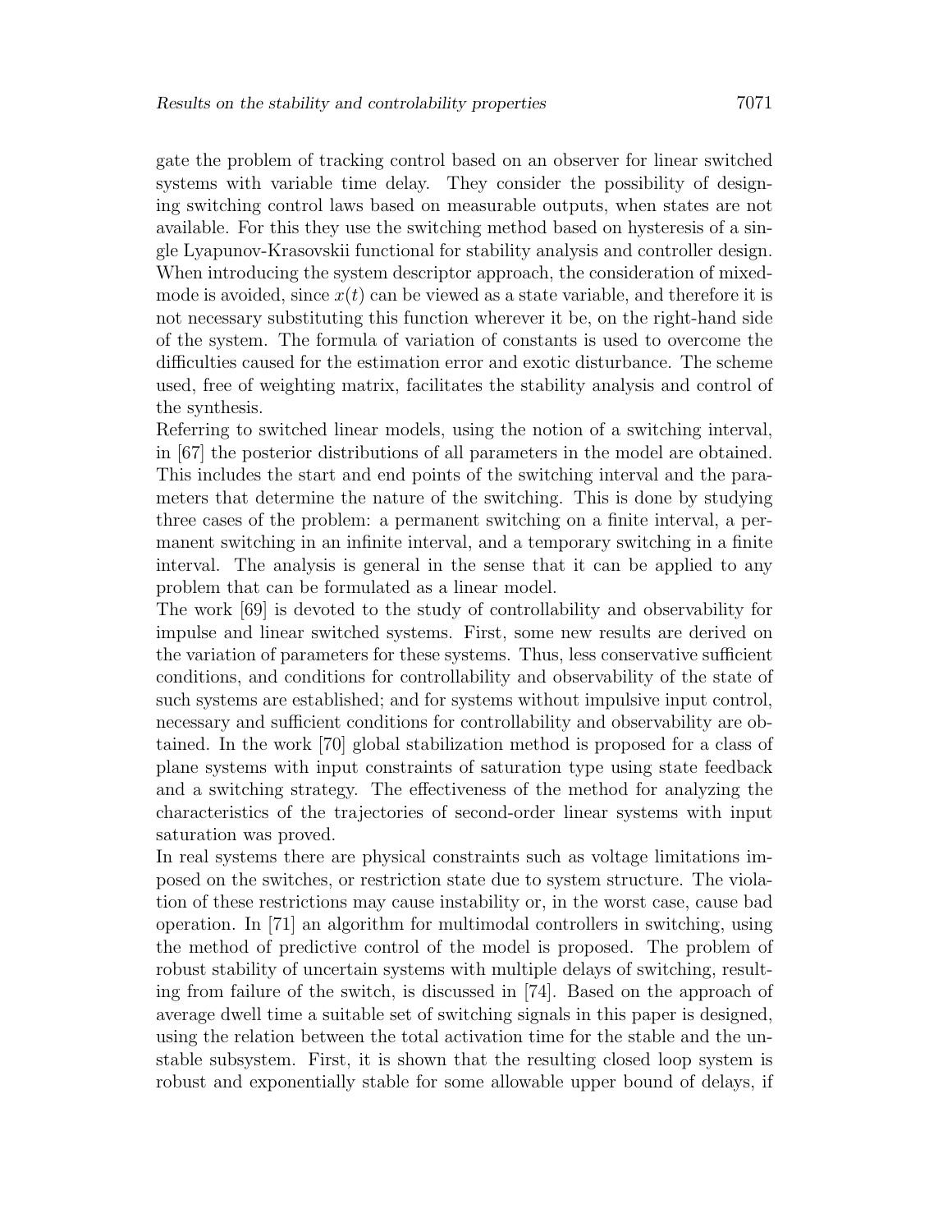gate the problem of tracking control based on an observer for linear switched systems with variable time delay. They consider the possibility of designing switching control laws based on measurable outputs, when states are not available. For this they use the switching method based on hysteresis of a single Lyapunov-Krasovskii functional for stability analysis and controller design. When introducing the system descriptor approach, the consideration of mixed-mode is avoided, since $x(t)$ can be viewed as a state variable, and therefore it is not necessary substituting this function wherever it be, on the right-hand side of the system. The formula of variation of constants is used to overcome the difficulties caused for the estimation error and exotic disturbance. The scheme used, free of weighting matrix, facilitates the stability analysis and control of the synthesis.

Referring to switched linear models, using the notion of a switching interval, in [67] the posterior distributions of all parameters in the model are obtained. This includes the start and end points of the switching interval and the parameters that determine the nature of the switching. This is done by studying three cases of the problem: a permanent switching on a finite interval, a permanent switching in an infinite interval, and a temporary switching in a finite interval. The analysis is general in the sense that it can be applied to any problem that can be formulated as a linear model.

The work [69] is devoted to the study of controllability and observability for impulse and linear switched systems. First, some new results are derived on the variation of parameters for these systems. Thus, less conservative sufficient conditions, and conditions for controllability and observability of the state of such systems are established; and for systems without impulsive input control, necessary and sufficient conditions for controllability and observability are obtained. In the work [70] global stabilization method is proposed for a class of plane systems with input constraints of saturation type using state feedback and a switching strategy. The effectiveness of the method for analyzing the characteristics of the trajectories of second-order linear systems with input saturation was proved.

In real systems there are physical constraints such as voltage limitations imposed on the switches, or restriction state due to system structure. The violation of these restrictions may cause instability or, in the worst case, cause bad operation. In [71] an algorithm for multimodal controllers in switching, using the method of predictive control of the model is proposed. The problem of robust stability of uncertain systems with multiple delays of switching, resulting from failure of the switch, is discussed in [74]. Based on the approach of average dwell time a suitable set of switching signals in this paper is designed, using the relation between the total activation time for the stable and the unstable subsystem. First, it is shown that the resulting closed loop system is robust and exponentially stable for some allowable upper bound of delays, if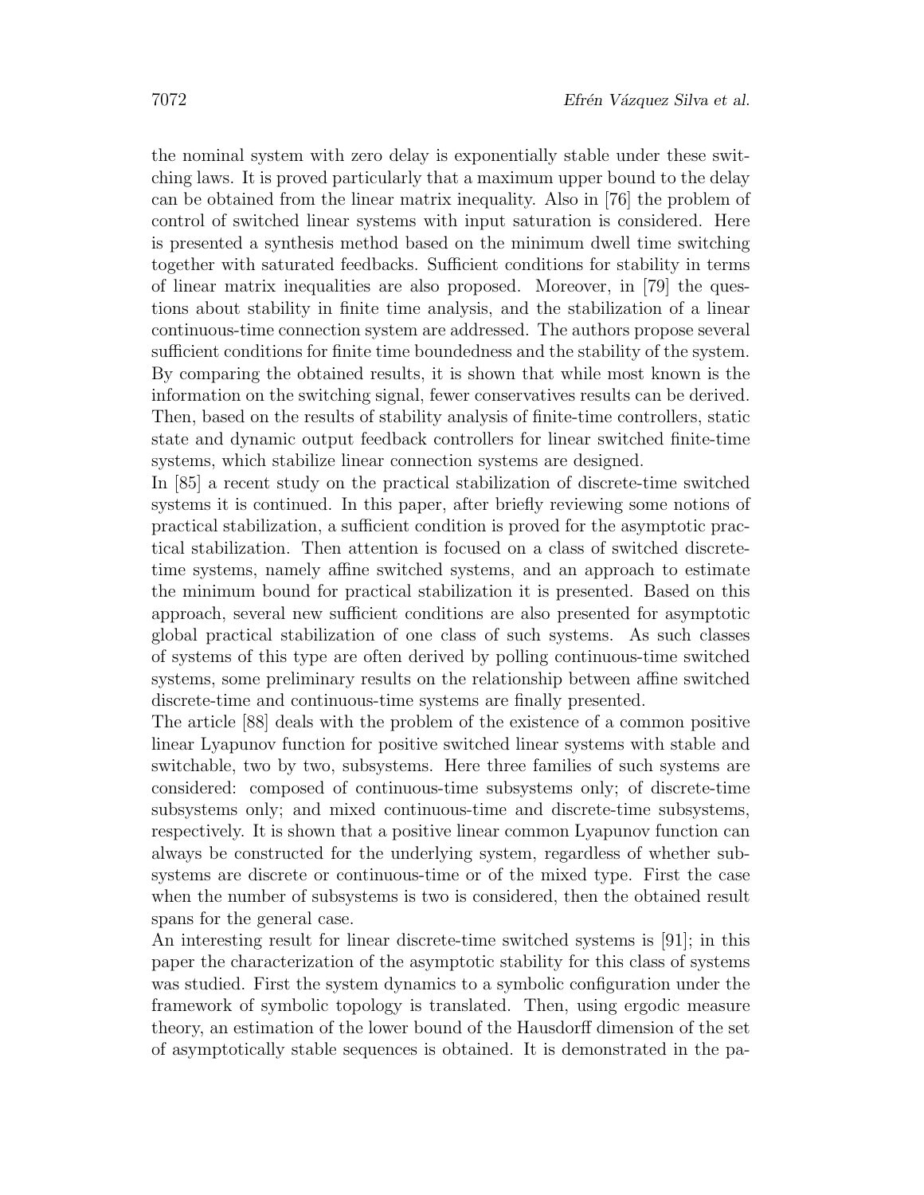the nominal system with zero delay is exponentially stable under these switching laws. It is proved particularly that a maximum upper bound to the delay can be obtained from the linear matrix inequality. Also in [76] the problem of control of switched linear systems with input saturation is considered. Here is presented a synthesis method based on the minimum dwell time switching together with saturated feedbacks. Sufficient conditions for stability in terms of linear matrix inequalities are also proposed. Moreover, in [79] the questions about stability in finite time analysis, and the stabilization of a linear continuous-time connection system are addressed. The authors propose several sufficient conditions for finite time boundedness and the stability of the system. By comparing the obtained results, it is shown that while most known is the information on the switching signal, fewer conservatives results can be derived. Then, based on the results of stability analysis of finite-time controllers, static state and dynamic output feedback controllers for linear switched finite-time systems, which stabilize linear connection systems are designed.

In [85] a recent study on the practical stabilization of discrete-time switched systems it is continued. In this paper, after briefly reviewing some notions of practical stabilization, a sufficient condition is proved for the asymptotic practical stabilization. Then attention is focused on a class of switched discrete-time systems, namely affine switched systems, and an approach to estimate the minimum bound for practical stabilization it is presented. Based on this approach, several new sufficient conditions are also presented for asymptotic global practical stabilization of one class of such systems. As such classes of systems of this type are often derived by polling continuous-time switched systems, some preliminary results on the relationship between affine switched discrete-time and continuous-time systems are finally presented.

The article [88] deals with the problem of the existence of a common positive linear Lyapunov function for positive switched linear systems with stable and switchable, two by two, subsystems. Here three families of such systems are considered: composed of continuous-time subsystems only; of discrete-time subsystems only; and mixed continuous-time and discrete-time subsystems, respectively. It is shown that a positive linear common Lyapunov function can always be constructed for the underlying system, regardless of whether subsystems are discrete or continuous-time or of the mixed type. First the case when the number of subsystems is two is considered, then the obtained result spans for the general case.

An interesting result for linear discrete-time switched systems is [91]; in this paper the characterization of the asymptotic stability for this class of systems was studied. First the system dynamics to a symbolic configuration under the framework of symbolic topology is translated. Then, using ergodic measure theory, an estimation of the lower bound of the Hausdorff dimension of the set of asymptotically stable sequences is obtained. It is demonstrated in the pa-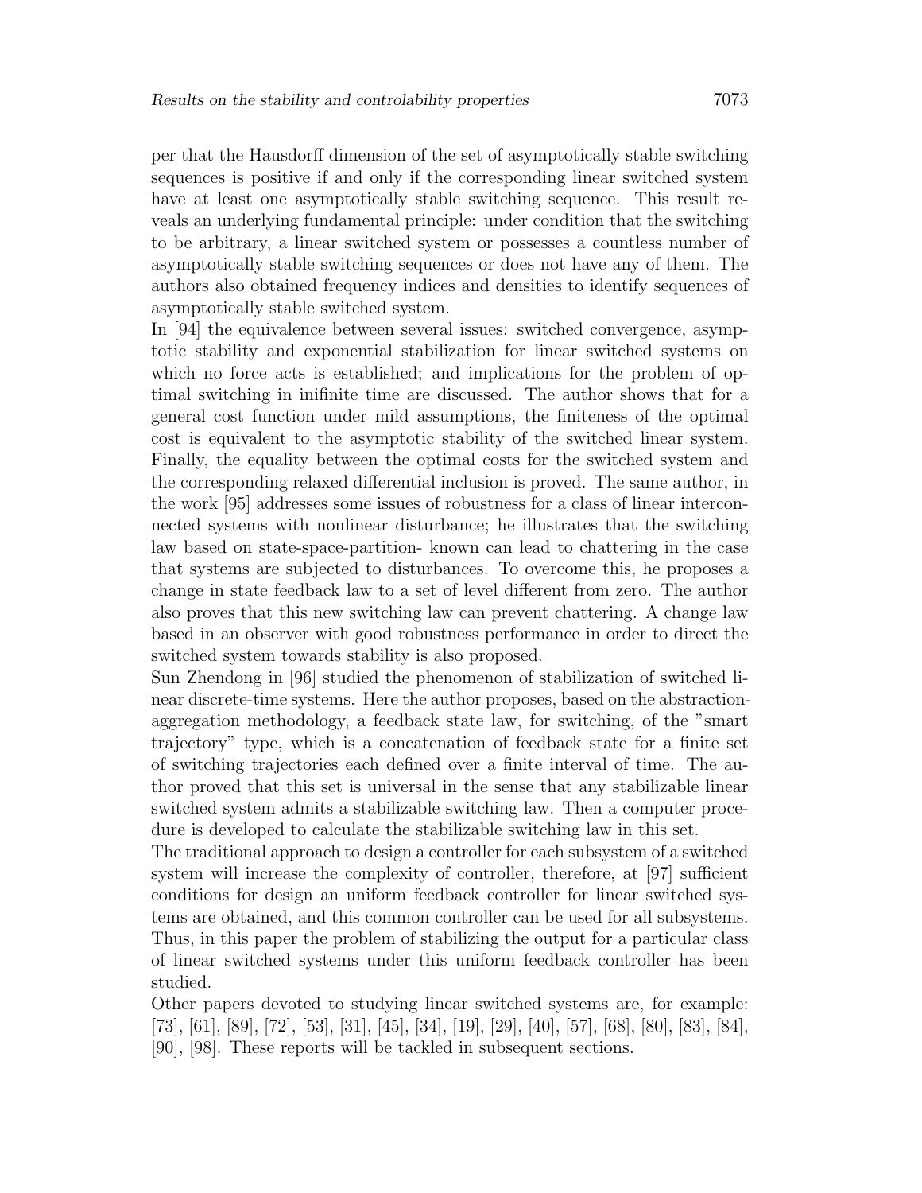per that the Hausdorff dimension of the set of asymptotically stable switching sequences is positive if and only if the corresponding linear switched system have at least one asymptotically stable switching sequence. This result reveals an underlying fundamental principle: under condition that the switching to be arbitrary, a linear switched system or possesses a countless number of asymptotically stable switching sequences or does not have any of them. The authors also obtained frequency indices and densities to identify sequences of asymptotically stable switched system.

In [94] the equivalence between several issues: switched convergence, asymptotic stability and exponential stabilization for linear switched systems on which no force acts is established; and implications for the problem of optimal switching in inifinite time are discussed. The author shows that for a general cost function under mild assumptions, the finiteness of the optimal cost is equivalent to the asymptotic stability of the switched linear system. Finally, the equality between the optimal costs for the switched system and the corresponding relaxed differential inclusion is proved. The same author, in the work [95] addresses some issues of robustness for a class of linear interconnected systems with nonlinear disturbance; he illustrates that the switching law based on state-space-partition- known can lead to chattering in the case that systems are subjected to disturbances. To overcome this, he proposes a change in state feedback law to a set of level different from zero. The author also proves that this new switching law can prevent chattering. A change law based in an observer with good robustness performance in order to direct the switched system towards stability is also proposed.

Sun Zhendong in [96] studied the phenomenon of stabilization of switched linear discrete-time systems. Here the author proposes, based on the abstraction-aggregation methodology, a feedback state law, for switching, of the "smart trajectory" type, which is a concatenation of feedback state for a finite set of switching trajectories each defined over a finite interval of time. The author proved that this set is universal in the sense that any stabilizable linear switched system admits a stabilizable switching law. Then a computer procedure is developed to calculate the stabilizable switching law in this set.

The traditional approach to design a controller for each subsystem of a switched system will increase the complexity of controller, therefore, at [97] sufficient conditions for design an uniform feedback controller for linear switched systems are obtained, and this common controller can be used for all subsystems. Thus, in this paper the problem of stabilizing the output for a particular class of linear switched systems under this uniform feedback controller has been studied.

Other papers devoted to studying linear switched systems are, for example: [73], [61], [89], [72], [53], [31], [45], [34], [19], [29], [40], [57], [68], [80], [83], [84], [90], [98]. These reports will be tackled in subsequent sections.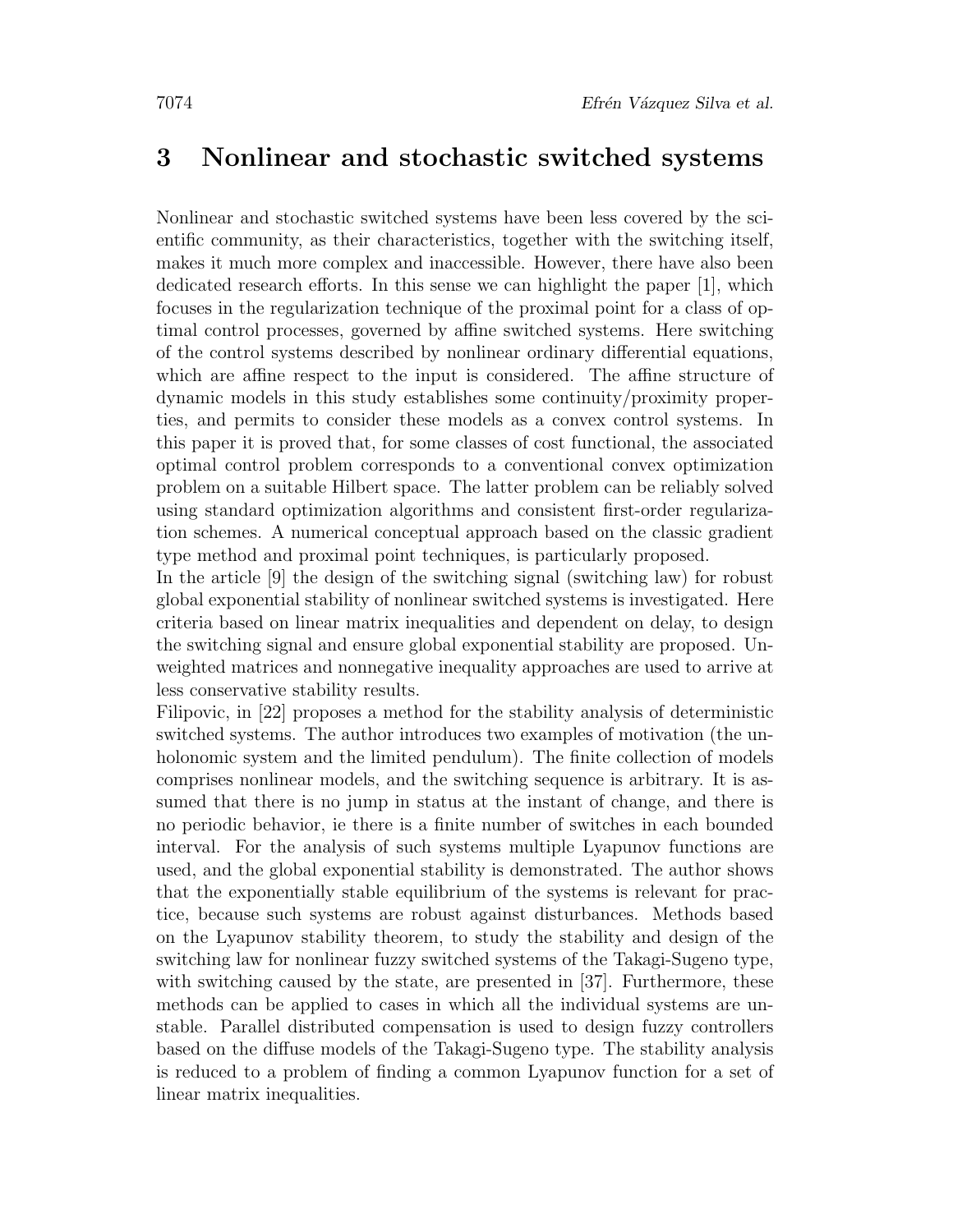## 3 Nonlinear and stochastic switched systems

Nonlinear and stochastic switched systems have been less covered by the scientific community, as their characteristics, together with the switching itself, makes it much more complex and inaccessible. However, there have also been dedicated research efforts. In this sense we can highlight the paper [1], which focuses in the regularization technique of the proximal point for a class of optimal control processes, governed by affine switched systems. Here switching of the control systems described by nonlinear ordinary differential equations, which are affine respect to the input is considered. The affine structure of dynamic models in this study establishes some continuity/proximity properties, and permits to consider these models as a convex control systems. In this paper it is proved that, for some classes of cost functional, the associated optimal control problem corresponds to a conventional convex optimization problem on a suitable Hilbert space. The latter problem can be reliably solved using standard optimization algorithms and consistent first-order regularization schemes. A numerical conceptual approach based on the classic gradient type method and proximal point techniques, is particularly proposed.

In the article [9] the design of the switching signal (switching law) for robust global exponential stability of nonlinear switched systems is investigated. Here criteria based on linear matrix inequalities and dependent on delay, to design the switching signal and ensure global exponential stability are proposed. Unweighted matrices and nonnegative inequality approaches are used to arrive at less conservative stability results.

Filipovic, in [22] proposes a method for the stability analysis of deterministic switched systems. The author introduces two examples of motivation (the unholonomic system and the limited pendulum). The finite collection of models comprises nonlinear models, and the switching sequence is arbitrary. It is assumed that there is no jump in status at the instant of change, and there is no periodic behavior, ie there is a finite number of switches in each bounded interval. For the analysis of such systems multiple Lyapunov functions are used, and the global exponential stability is demonstrated. The author shows that the exponentially stable equilibrium of the systems is relevant for practice, because such systems are robust against disturbances. Methods based on the Lyapunov stability theorem, to study the stability and design of the switching law for nonlinear fuzzy switched systems of the Takagi-Sugeno type, with switching caused by the state, are presented in [37]. Furthermore, these methods can be applied to cases in which all the individual systems are unstable. Parallel distributed compensation is used to design fuzzy controllers based on the diffuse models of the Takagi-Sugeno type. The stability analysis is reduced to a problem of finding a common Lyapunov function for a set of linear matrix inequalities.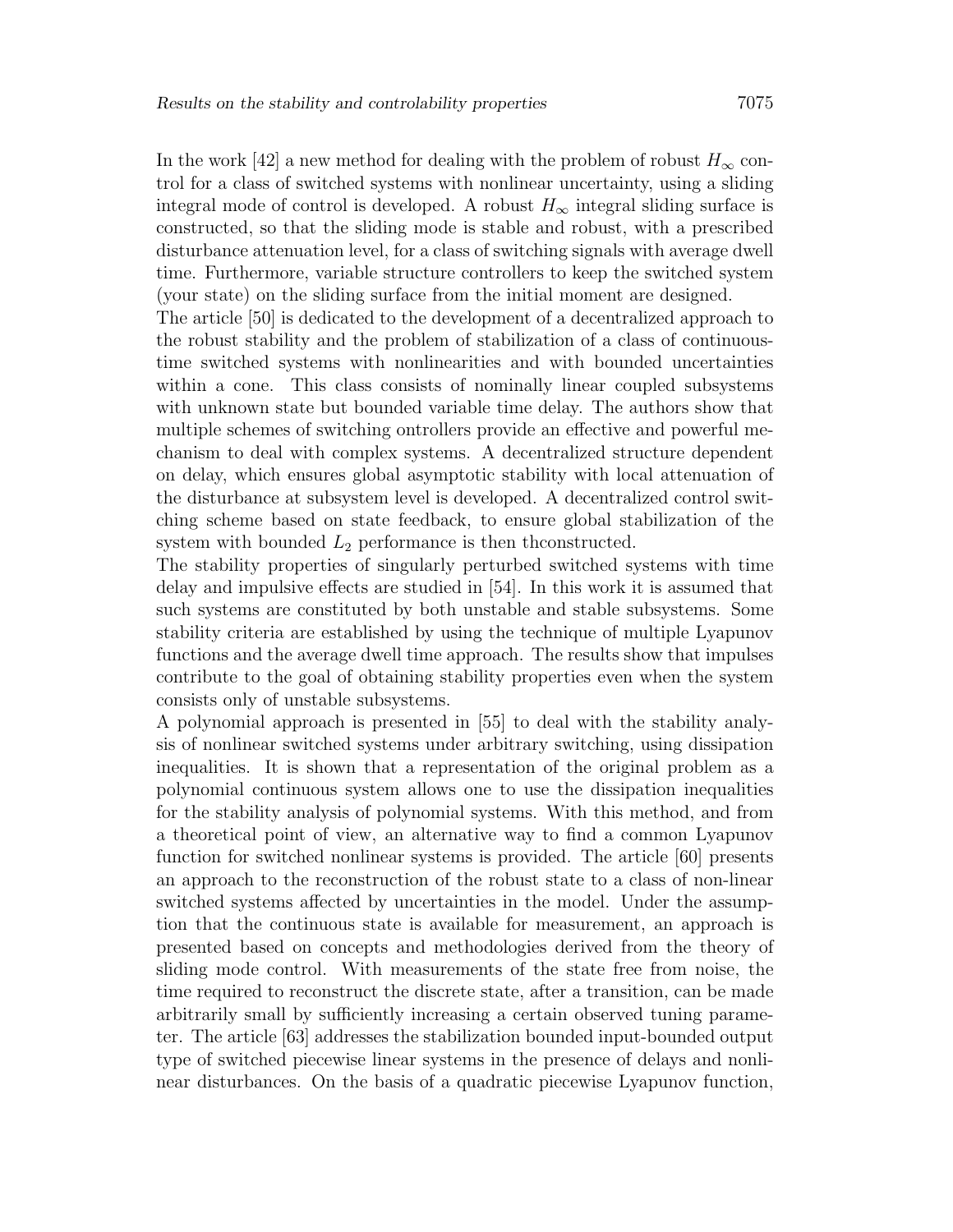In the work [42] a new method for dealing with the problem of robust $H_\infty$ control for a class of switched systems with nonlinear uncertainty, using a sliding integral mode of control is developed. A robust $H_\infty$ integral sliding surface is constructed, so that the sliding mode is stable and robust, with a prescribed disturbance attenuation level, for a class of switching signals with average dwell time. Furthermore, variable structure controllers to keep the switched system (your state) on the sliding surface from the initial moment are designed.

The article [50] is dedicated to the development of a decentralized approach to the robust stability and the problem of stabilization of a class of continuous-time switched systems with nonlinearities and with bounded uncertainties within a cone. This class consists of nominally linear coupled subsystems with unknown state but bounded variable time delay. The authors show that multiple schemes of switching ontrollers provide an effective and powerful mechanism to deal with complex systems. A decentralized structure dependent on delay, which ensures global asymptotic stability with local attenuation of the disturbance at subsystem level is developed. A decentralized control switching scheme based on state feedback, to ensure global stabilization of the system with bounded $L_2$ performance is then thconstructed.

The stability properties of singularly perturbed switched systems with time delay and impulsive effects are studied in [54]. In this work it is assumed that such systems are constituted by both unstable and stable subsystems. Some stability criteria are established by using the technique of multiple Lyapunov functions and the average dwell time approach. The results show that impulses contribute to the goal of obtaining stability properties even when the system consists only of unstable subsystems.

A polynomial approach is presented in [55] to deal with the stability analysis of nonlinear switched systems under arbitrary switching, using dissipation inequalities. It is shown that a representation of the original problem as a polynomial continuous system allows one to use the dissipation inequalities for the stability analysis of polynomial systems. With this method, and from a theoretical point of view, an alternative way to find a common Lyapunov function for switched nonlinear systems is provided. The article [60] presents an approach to the reconstruction of the robust state to a class of non-linear switched systems affected by uncertainties in the model. Under the assumption that the continuous state is available for measurement, an approach is presented based on concepts and methodologies derived from the theory of sliding mode control. With measurements of the state free from noise, the time required to reconstruct the discrete state, after a transition, can be made arbitrarily small by sufficiently increasing a certain observed tuning parameter. The article [63] addresses the stabilization bounded input-bounded output type of switched piecewise linear systems in the presence of delays and nonlinear disturbances. On the basis of a quadratic piecewise Lyapunov function,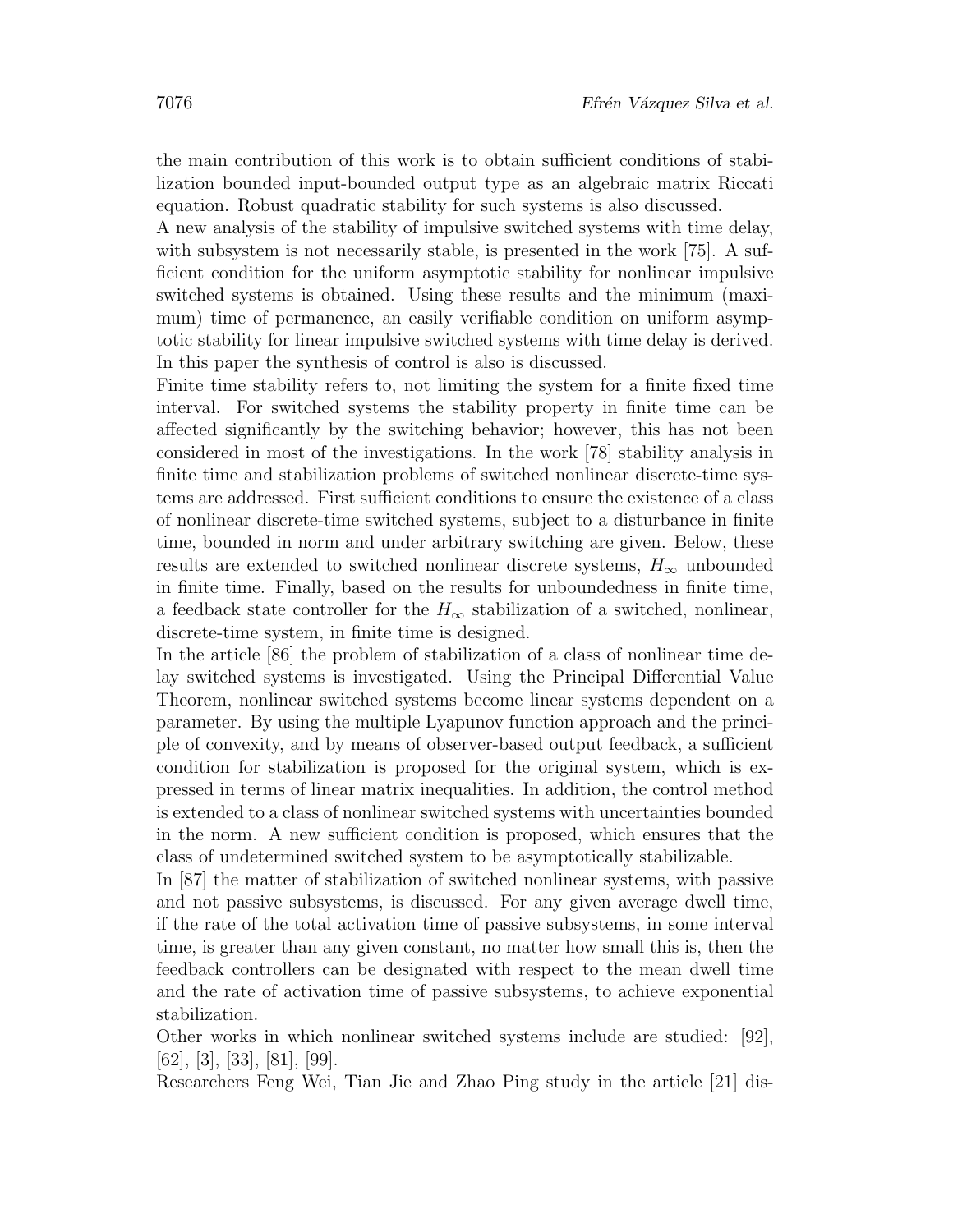the main contribution of this work is to obtain sufficient conditions of stabilization bounded input-bounded output type as an algebraic matrix Riccati equation. Robust quadratic stability for such systems is also discussed.

A new analysis of the stability of impulsive switched systems with time delay, with subsystem is not necessarily stable, is presented in the work [75]. A sufficient condition for the uniform asymptotic stability for nonlinear impulsive switched systems is obtained. Using these results and the minimum (maximum) time of permanence, an easily verifiable condition on uniform asymptotic stability for linear impulsive switched systems with time delay is derived. In this paper the synthesis of control is also is discussed.

Finite time stability refers to, not limiting the system for a finite fixed time interval. For switched systems the stability property in finite time can be affected significantly by the switching behavior; however, this has not been considered in most of the investigations. In the work [78] stability analysis in finite time and stabilization problems of switched nonlinear discrete-time systems are addressed. First sufficient conditions to ensure the existence of a class of nonlinear discrete-time switched systems, subject to a disturbance in finite time, bounded in norm and under arbitrary switching are given. Below, these results are extended to switched nonlinear discrete systems, $H_\infty$ unbounded in finite time. Finally, based on the results for unboundedness in finite time, a feedback state controller for the $H_\infty$ stabilization of a switched, nonlinear, discrete-time system, in finite time is designed.

In the article [86] the problem of stabilization of a class of nonlinear time delay switched systems is investigated. Using the Principal Differential Value Theorem, nonlinear switched systems become linear systems dependent on a parameter. By using the multiple Lyapunov function approach and the principle of convexity, and by means of observer-based output feedback, a sufficient condition for stabilization is proposed for the original system, which is expressed in terms of linear matrix inequalities. In addition, the control method is extended to a class of nonlinear switched systems with uncertainties bounded in the norm. A new sufficient condition is proposed, which ensures that the class of undetermined switched system to be asymptotically stabilizable.

In [87] the matter of stabilization of switched nonlinear systems, with passive and not passive subsystems, is discussed. For any given average dwell time, if the rate of the total activation time of passive subsystems, in some interval time, is greater than any given constant, no matter how small this is, then the feedback controllers can be designated with respect to the mean dwell time and the rate of activation time of passive subsystems, to achieve exponential stabilization.

Other works in which nonlinear switched systems include are studied: [92], [62], [3], [33], [81], [99].

Researchers Feng Wei, Tian Jie and Zhao Ping study in the article [21] dis-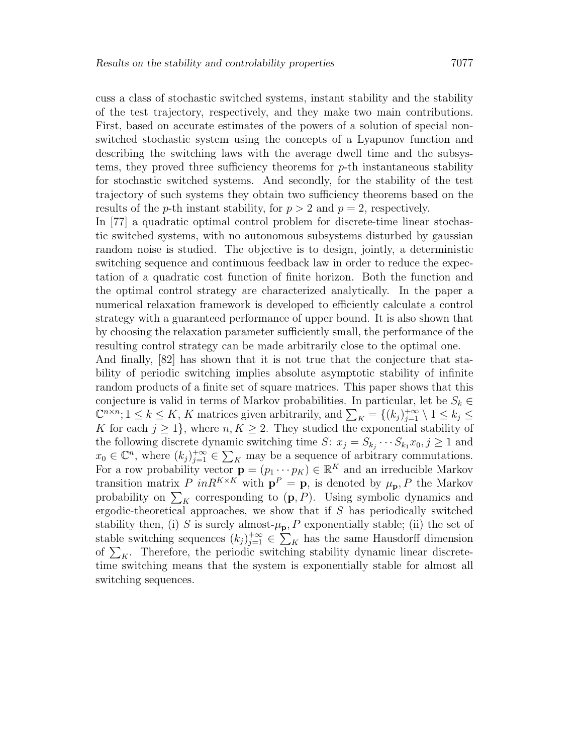cuss a class of stochastic switched systems, instant stability and the stability of the test trajectory, respectively, and they make two main contributions. First, based on accurate estimates of the powers of a solution of special non-switched stochastic system using the concepts of a Lyapunov function and describing the switching laws with the average dwell time and the subsystems, they proved three sufficiency theorems for $p$-th instantaneous stability for stochastic switched systems. And secondly, for the stability of the test trajectory of such systems they obtain two sufficiency theorems based on the results of the $p$-th instant stability, for $p > 2$ and $p = 2$, respectively.

In [77] a quadratic optimal control problem for discrete-time linear stochastic switched systems, with no autonomous subsystems disturbed by gaussian random noise is studied. The objective is to design, jointly, a deterministic switching sequence and continuous feedback law in order to reduce the expectation of a quadratic cost function of finite horizon. Both the function and the optimal control strategy are characterized analytically. In the paper a numerical relaxation framework is developed to efficiently calculate a control strategy with a guaranteed performance of upper bound. It is also shown that by choosing the relaxation parameter sufficiently small, the performance of the resulting control strategy can be made arbitrarily close to the optimal one.

And finally, [82] has shown that it is not true that the conjecture that stability of periodic switching implies absolute asymptotic stability of infinite random products of a finite set of square matrices. This paper shows that this conjecture is valid in terms of Markov probabilities. In particular, let be $S_k \in \mathbb{C}^{n\times n}; 1 \leq k \leq K$, $K$ matrices given arbitrarily, and $\sum_K = \{(k_j)_{j=1}^{+\infty} \setminus 1 \leq k_j \leq K \text{ for each } j \geq 1\}$, where $n, K \geq 2$. They studied the exponential stability of the following discrete dynamic switching time $S$: $x_j = S_{k_j} \cdots S_{k_1} x_0, j \geq 1$ and $x_0 \in \mathbb{C}^n$, where $(k_j)_{j=1}^{+\infty} \in \sum_K$ may be a sequence of arbitrary commutations. For a row probability vector $\mathbf{p} = (p_1 \cdots p_K) \in \mathbb{R}^K$ and an irreducible Markov transition matrix $P \; inR^{K\times K}$ with $\mathbf{p}^P = \mathbf{p}$, is denoted by $\mu_{\mathbf{p}}, P$ the Markov probability on $\sum_K$ corresponding to $(\mathbf{p}, P)$. Using symbolic dynamics and ergodic-theoretical approaches, we show that if $S$ has periodically switched stability then, (i) $S$ is surely almost-$\mu_{\mathbf{p}}, P$ exponentially stable; (ii) the set of stable switching sequences $(k_j)_{j=1}^{+\infty} \in \sum_K$ has the same Hausdorff dimension of $\sum_K$. Therefore, the periodic switching stability dynamic linear discrete-time switching means that the system is exponentially stable for almost all switching sequences.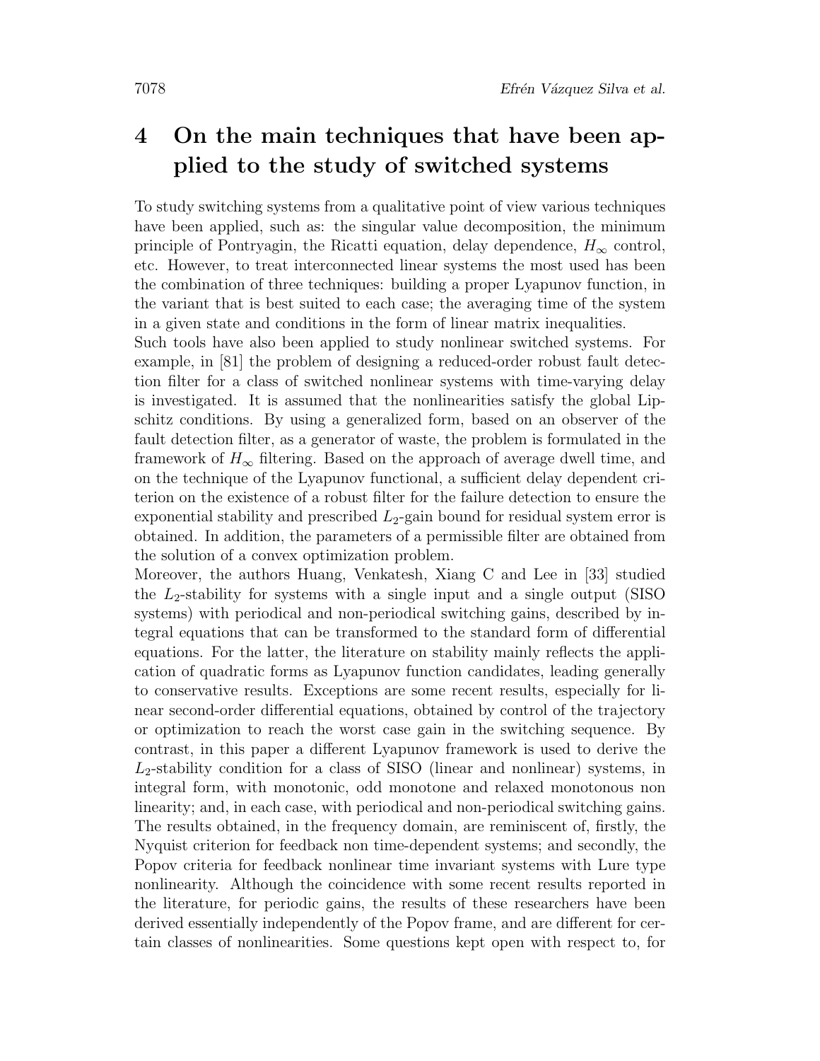# 4 On the main techniques that have been applied to the study of switched systems

To study switching systems from a qualitative point of view various techniques have been applied, such as: the singular value decomposition, the minimum principle of Pontryagin, the Ricatti equation, delay dependence, $H_\infty$ control, etc. However, to treat interconnected linear systems the most used has been the combination of three techniques: building a proper Lyapunov function, in the variant that is best suited to each case; the averaging time of the system in a given state and conditions in the form of linear matrix inequalities.

Such tools have also been applied to study nonlinear switched systems. For example, in [81] the problem of designing a reduced-order robust fault detection filter for a class of switched nonlinear systems with time-varying delay is investigated. It is assumed that the nonlinearities satisfy the global Lipschitz conditions. By using a generalized form, based on an observer of the fault detection filter, as a generator of waste, the problem is formulated in the framework of $H_\infty$ filtering. Based on the approach of average dwell time, and on the technique of the Lyapunov functional, a sufficient delay dependent criterion on the existence of a robust filter for the failure detection to ensure the exponential stability and prescribed $L_2$-gain bound for residual system error is obtained. In addition, the parameters of a permissible filter are obtained from the solution of a convex optimization problem.

Moreover, the authors Huang, Venkatesh, Xiang C and Lee in [33] studied the $L_2$-stability for systems with a single input and a single output (SISO systems) with periodical and non-periodical switching gains, described by integral equations that can be transformed to the standard form of differential equations. For the latter, the literature on stability mainly reflects the application of quadratic forms as Lyapunov function candidates, leading generally to conservative results. Exceptions are some recent results, especially for linear second-order differential equations, obtained by control of the trajectory or optimization to reach the worst case gain in the switching sequence. By contrast, in this paper a different Lyapunov framework is used to derive the $L_2$-stability condition for a class of SISO (linear and nonlinear) systems, in integral form, with monotonic, odd monotone and relaxed monotonous non linearity; and, in each case, with periodical and non-periodical switching gains. The results obtained, in the frequency domain, are reminiscent of, firstly, the Nyquist criterion for feedback non time-dependent systems; and secondly, the Popov criteria for feedback nonlinear time invariant systems with Lure type nonlinearity. Although the coincidence with some recent results reported in the literature, for periodic gains, the results of these researchers have been derived essentially independently of the Popov frame, and are different for certain classes of nonlinearities. Some questions kept open with respect to, for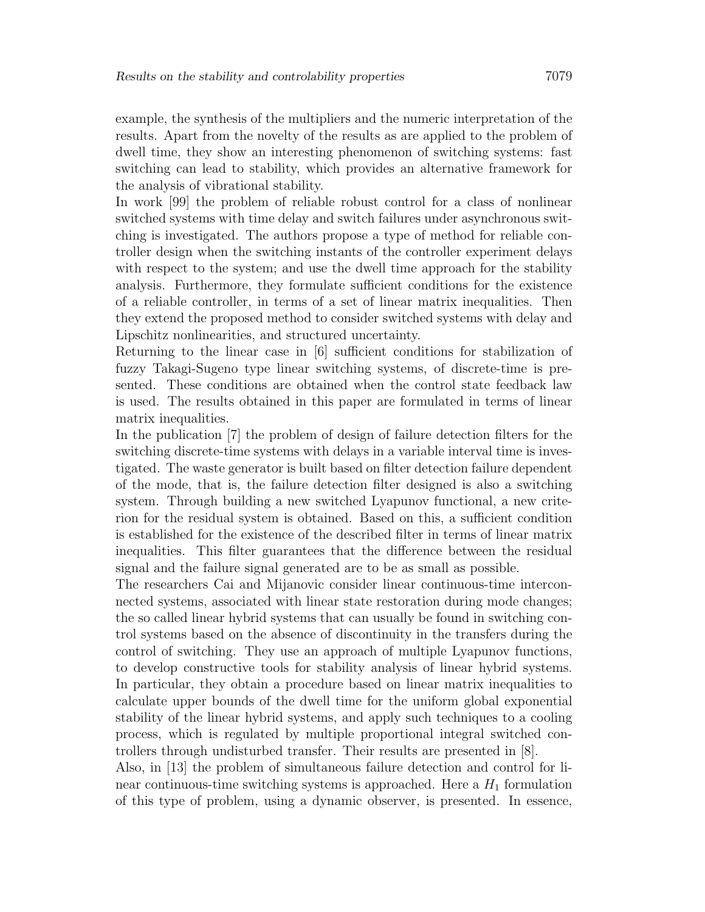example, the synthesis of the multipliers and the numeric interpretation of the results. Apart from the novelty of the results as are applied to the problem of dwell time, they show an interesting phenomenon of switching systems: fast switching can lead to stability, which provides an alternative framework for the analysis of vibrational stability.

In work [99] the problem of reliable robust control for a class of nonlinear switched systems with time delay and switch failures under asynchronous switching is investigated. The authors propose a type of method for reliable controller design when the switching instants of the controller experiment delays with respect to the system; and use the dwell time approach for the stability analysis. Furthermore, they formulate sufficient conditions for the existence of a reliable controller, in terms of a set of linear matrix inequalities. Then they extend the proposed method to consider switched systems with delay and Lipschitz nonlinearities, and structured uncertainty.

Returning to the linear case in [6] sufficient conditions for stabilization of fuzzy Takagi-Sugeno type linear switching systems, of discrete-time is presented. These conditions are obtained when the control state feedback law is used. The results obtained in this paper are formulated in terms of linear matrix inequalities.

In the publication [7] the problem of design of failure detection filters for the switching discrete-time systems with delays in a variable interval time is investigated. The waste generator is built based on filter detection failure dependent of the mode, that is, the failure detection filter designed is also a switching system. Through building a new switched Lyapunov functional, a new criterion for the residual system is obtained. Based on this, a sufficient condition is established for the existence of the described filter in terms of linear matrix inequalities. This filter guarantees that the difference between the residual signal and the failure signal generated are to be as small as possible.

The researchers Cai and Mijanovic consider linear continuous-time interconnected systems, associated with linear state restoration during mode changes; the so called linear hybrid systems that can usually be found in switching control systems based on the absence of discontinuity in the transfers during the control of switching. They use an approach of multiple Lyapunov functions, to develop constructive tools for stability analysis of linear hybrid systems. In particular, they obtain a procedure based on linear matrix inequalities to calculate upper bounds of the dwell time for the uniform global exponential stability of the linear hybrid systems, and apply such techniques to a cooling process, which is regulated by multiple proportional integral switched controllers through undisturbed transfer. Their results are presented in [8].

Also, in [13] the problem of simultaneous failure detection and control for linear continuous-time switching systems is approached. Here a $H_1$ formulation of this type of problem, using a dynamic observer, is presented. In essence,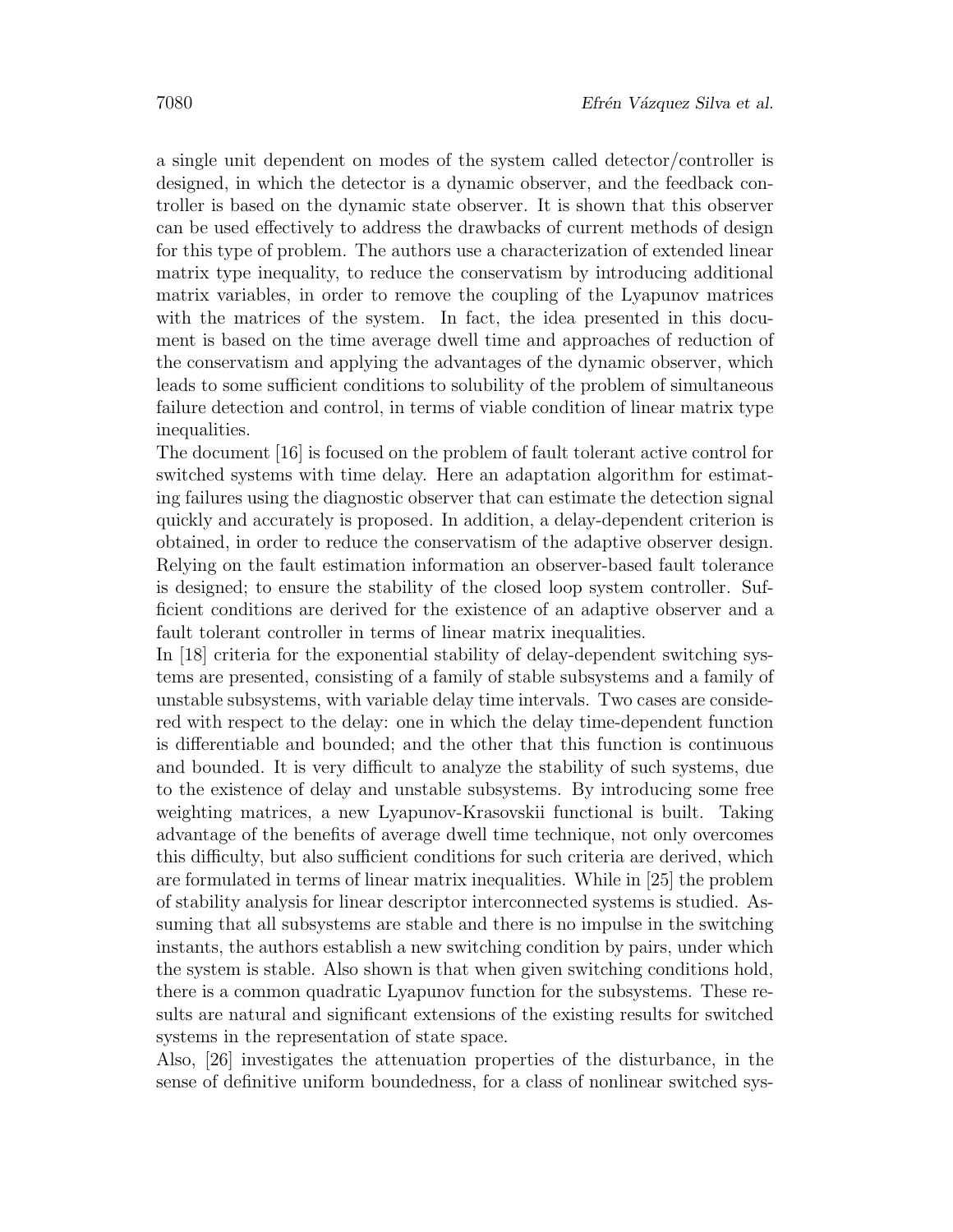a single unit dependent on modes of the system called detector/controller is designed, in which the detector is a dynamic observer, and the feedback controller is based on the dynamic state observer. It is shown that this observer can be used effectively to address the drawbacks of current methods of design for this type of problem. The authors use a characterization of extended linear matrix type inequality, to reduce the conservatism by introducing additional matrix variables, in order to remove the coupling of the Lyapunov matrices with the matrices of the system. In fact, the idea presented in this document is based on the time average dwell time and approaches of reduction of the conservatism and applying the advantages of the dynamic observer, which leads to some sufficient conditions to solubility of the problem of simultaneous failure detection and control, in terms of viable condition of linear matrix type inequalities.

The document [16] is focused on the problem of fault tolerant active control for switched systems with time delay. Here an adaptation algorithm for estimating failures using the diagnostic observer that can estimate the detection signal quickly and accurately is proposed. In addition, a delay-dependent criterion is obtained, in order to reduce the conservatism of the adaptive observer design. Relying on the fault estimation information an observer-based fault tolerance is designed; to ensure the stability of the closed loop system controller. Sufficient conditions are derived for the existence of an adaptive observer and a fault tolerant controller in terms of linear matrix inequalities.

In [18] criteria for the exponential stability of delay-dependent switching systems are presented, consisting of a family of stable subsystems and a family of unstable subsystems, with variable delay time intervals. Two cases are considered with respect to the delay: one in which the delay time-dependent function is differentiable and bounded; and the other that this function is continuous and bounded. It is very difficult to analyze the stability of such systems, due to the existence of delay and unstable subsystems. By introducing some free weighting matrices, a new Lyapunov-Krasovskii functional is built. Taking advantage of the benefits of average dwell time technique, not only overcomes this difficulty, but also sufficient conditions for such criteria are derived, which are formulated in terms of linear matrix inequalities. While in [25] the problem of stability analysis for linear descriptor interconnected systems is studied. Assuming that all subsystems are stable and there is no impulse in the switching instants, the authors establish a new switching condition by pairs, under which the system is stable. Also shown is that when given switching conditions hold, there is a common quadratic Lyapunov function for the subsystems. These results are natural and significant extensions of the existing results for switched systems in the representation of state space.

Also, [26] investigates the attenuation properties of the disturbance, in the sense of definitive uniform boundedness, for a class of nonlinear switched sys-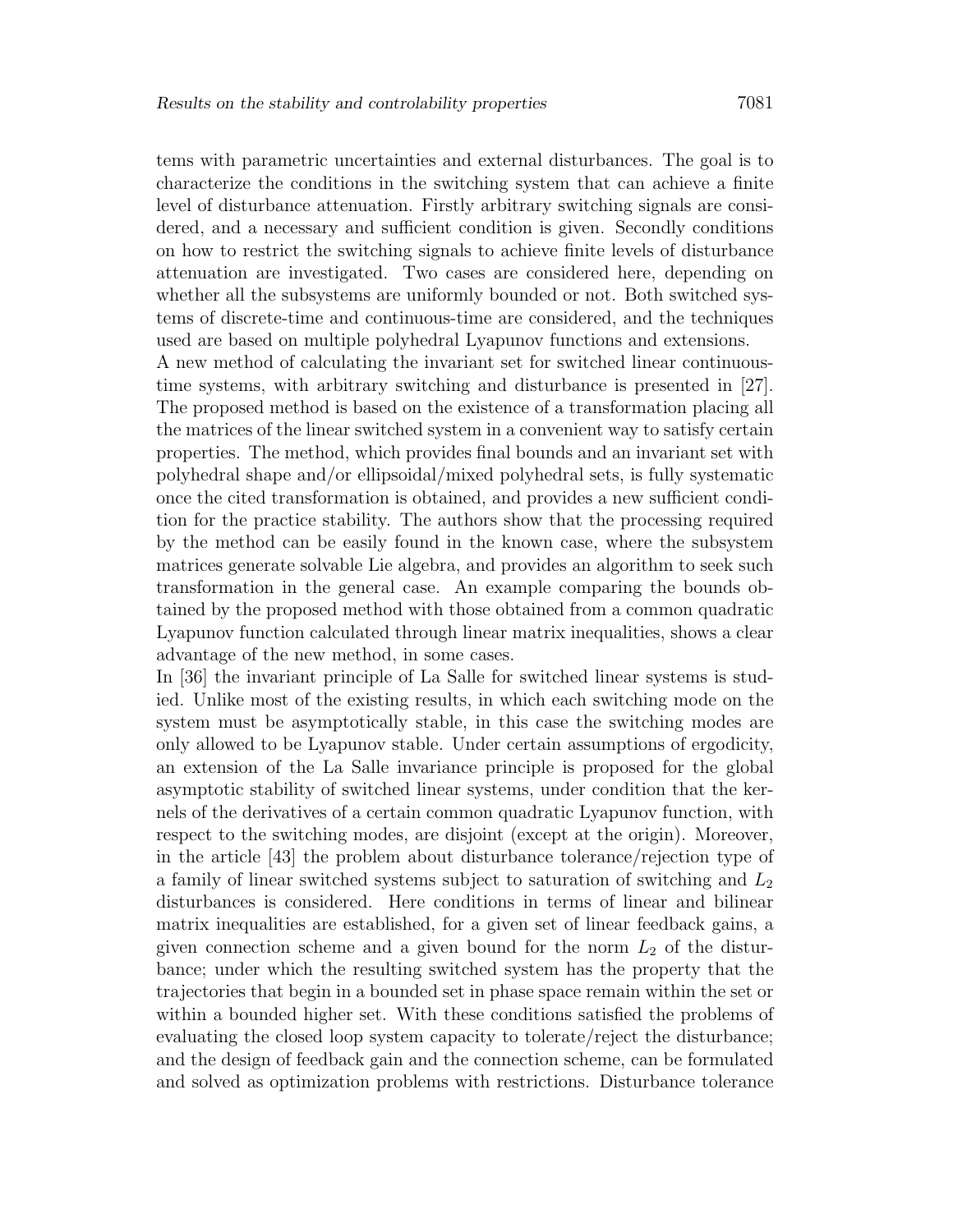tems with parametric uncertainties and external disturbances. The goal is to characterize the conditions in the switching system that can achieve a finite level of disturbance attenuation. Firstly arbitrary switching signals are considered, and a necessary and sufficient condition is given. Secondly conditions on how to restrict the switching signals to achieve finite levels of disturbance attenuation are investigated. Two cases are considered here, depending on whether all the subsystems are uniformly bounded or not. Both switched systems of discrete-time and continuous-time are considered, and the techniques used are based on multiple polyhedral Lyapunov functions and extensions.
A new method of calculating the invariant set for switched linear continuous-time systems, with arbitrary switching and disturbance is presented in [27]. The proposed method is based on the existence of a transformation placing all the matrices of the linear switched system in a convenient way to satisfy certain properties. The method, which provides final bounds and an invariant set with polyhedral shape and/or ellipsoidal/mixed polyhedral sets, is fully systematic once the cited transformation is obtained, and provides a new sufficient condition for the practice stability. The authors show that the processing required by the method can be easily found in the known case, where the subsystem matrices generate solvable Lie algebra, and provides an algorithm to seek such transformation in the general case. An example comparing the bounds obtained by the proposed method with those obtained from a common quadratic Lyapunov function calculated through linear matrix inequalities, shows a clear advantage of the new method, in some cases.
In [36] the invariant principle of La Salle for switched linear systems is studied. Unlike most of the existing results, in which each switching mode on the system must be asymptotically stable, in this case the switching modes are only allowed to be Lyapunov stable. Under certain assumptions of ergodicity, an extension of the La Salle invariance principle is proposed for the global asymptotic stability of switched linear systems, under condition that the kernels of the derivatives of a certain common quadratic Lyapunov function, with respect to the switching modes, are disjoint (except at the origin). Moreover, in the article [43] the problem about disturbance tolerance/rejection type of a family of linear switched systems subject to saturation of switching and $L_2$ disturbances is considered. Here conditions in terms of linear and bilinear matrix inequalities are established, for a given set of linear feedback gains, a given connection scheme and a given bound for the norm $L_2$ of the disturbance; under which the resulting switched system has the property that the trajectories that begin in a bounded set in phase space remain within the set or within a bounded higher set. With these conditions satisfied the problems of evaluating the closed loop system capacity to tolerate/reject the disturbance; and the design of feedback gain and the connection scheme, can be formulated and solved as optimization problems with restrictions. Disturbance tolerance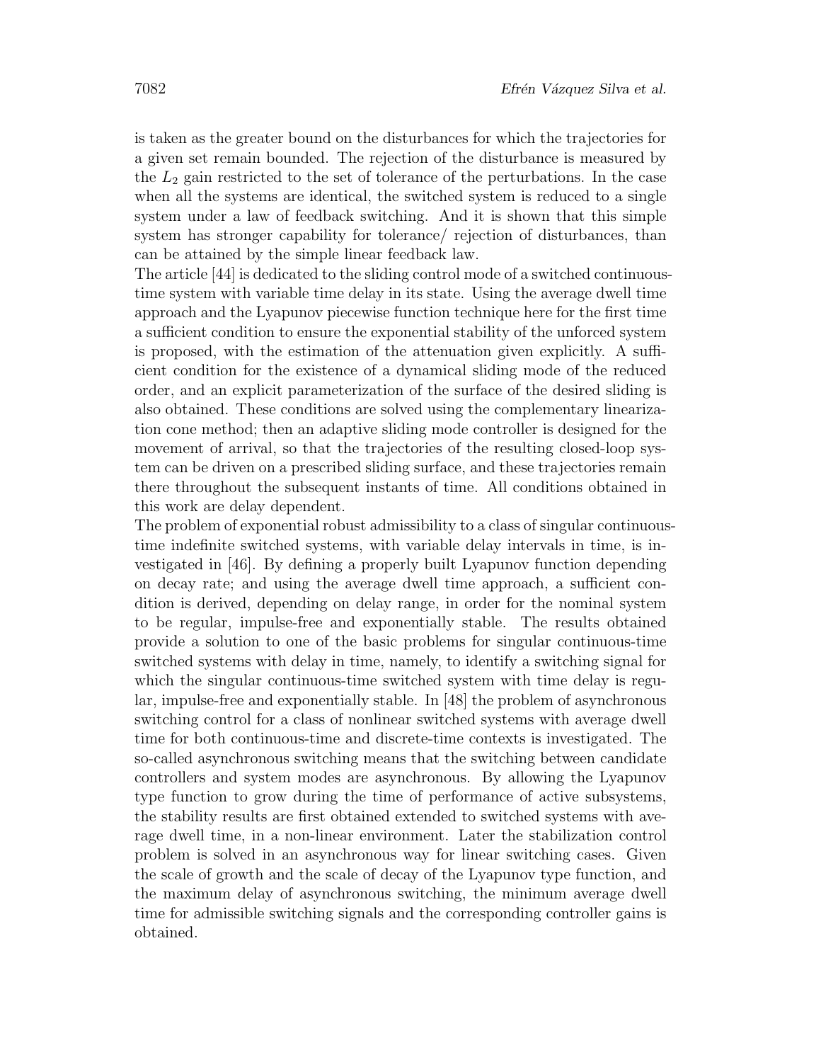is taken as the greater bound on the disturbances for which the trajectories for a given set remain bounded. The rejection of the disturbance is measured by the $L_2$ gain restricted to the set of tolerance of the perturbations. In the case when all the systems are identical, the switched system is reduced to a single system under a law of feedback switching. And it is shown that this simple system has stronger capability for tolerance/ rejection of disturbances, than can be attained by the simple linear feedback law.

The article [44] is dedicated to the sliding control mode of a switched continuous-time system with variable time delay in its state. Using the average dwell time approach and the Lyapunov piecewise function technique here for the first time a sufficient condition to ensure the exponential stability of the unforced system is proposed, with the estimation of the attenuation given explicitly. A sufficient condition for the existence of a dynamical sliding mode of the reduced order, and an explicit parameterization of the surface of the desired sliding is also obtained. These conditions are solved using the complementary linearization cone method; then an adaptive sliding mode controller is designed for the movement of arrival, so that the trajectories of the resulting closed-loop system can be driven on a prescribed sliding surface, and these trajectories remain there throughout the subsequent instants of time. All conditions obtained in this work are delay dependent.

The problem of exponential robust admissibility to a class of singular continuous-time indefinite switched systems, with variable delay intervals in time, is investigated in [46]. By defining a properly built Lyapunov function depending on decay rate; and using the average dwell time approach, a sufficient condition is derived, depending on delay range, in order for the nominal system to be regular, impulse-free and exponentially stable. The results obtained provide a solution to one of the basic problems for singular continuous-time switched systems with delay in time, namely, to identify a switching signal for which the singular continuous-time switched system with time delay is regular, impulse-free and exponentially stable. In [48] the problem of asynchronous switching control for a class of nonlinear switched systems with average dwell time for both continuous-time and discrete-time contexts is investigated. The so-called asynchronous switching means that the switching between candidate controllers and system modes are asynchronous. By allowing the Lyapunov type function to grow during the time of performance of active subsystems, the stability results are first obtained extended to switched systems with average dwell time, in a non-linear environment. Later the stabilization control problem is solved in an asynchronous way for linear switching cases. Given the scale of growth and the scale of decay of the Lyapunov type function, and the maximum delay of asynchronous switching, the minimum average dwell time for admissible switching signals and the corresponding controller gains is obtained.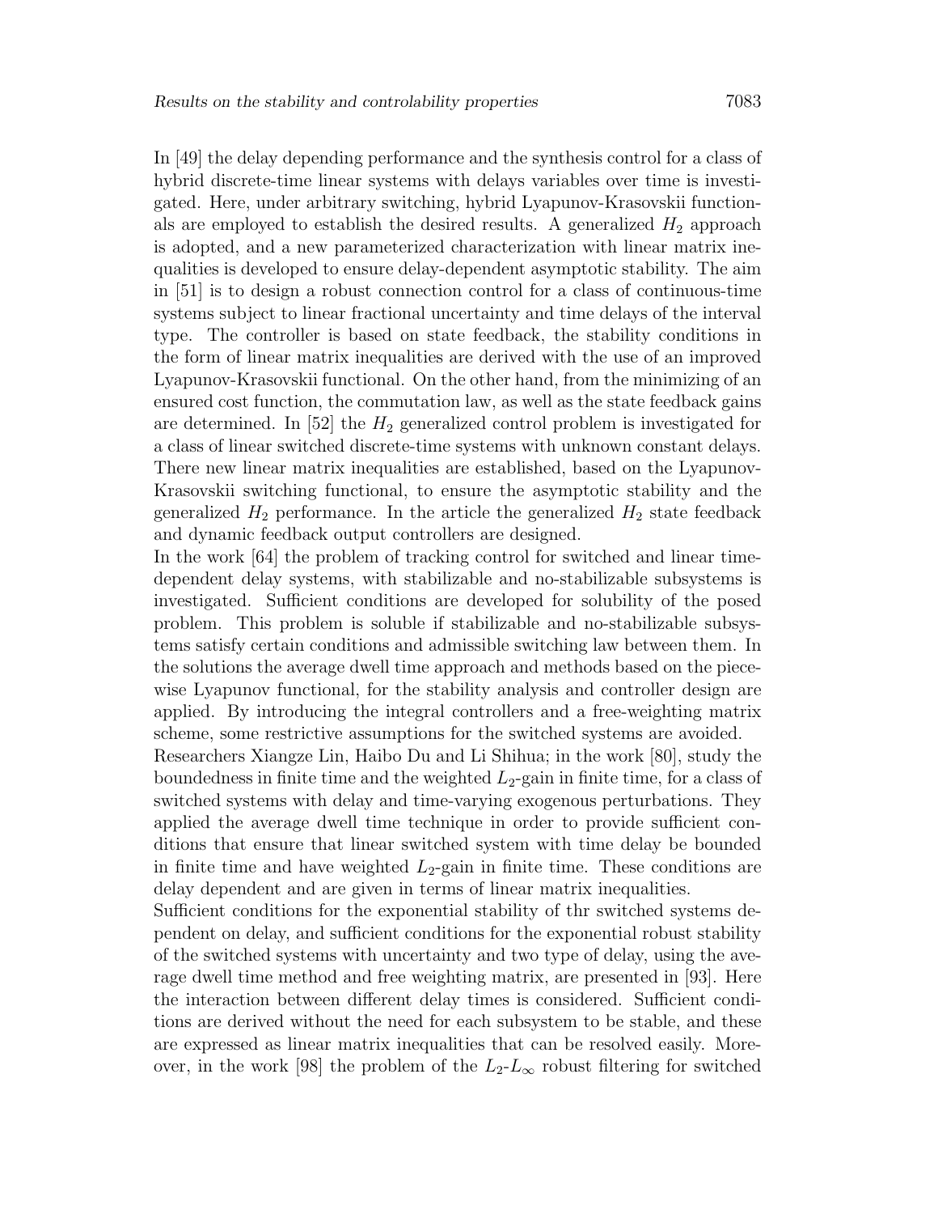In [49] the delay depending performance and the synthesis control for a class of hybrid discrete-time linear systems with delays variables over time is investigated. Here, under arbitrary switching, hybrid Lyapunov-Krasovskii functionals are employed to establish the desired results. A generalized $H_2$ approach is adopted, and a new parameterized characterization with linear matrix inequalities is developed to ensure delay-dependent asymptotic stability. The aim in [51] is to design a robust connection control for a class of continuous-time systems subject to linear fractional uncertainty and time delays of the interval type. The controller is based on state feedback, the stability conditions in the form of linear matrix inequalities are derived with the use of an improved Lyapunov-Krasovskii functional. On the other hand, from the minimizing of an ensured cost function, the commutation law, as well as the state feedback gains are determined. In [52] the $H_2$ generalized control problem is investigated for a class of linear switched discrete-time systems with unknown constant delays. There new linear matrix inequalities are established, based on the Lyapunov-Krasovskii switching functional, to ensure the asymptotic stability and the generalized $H_2$ performance. In the article the generalized $H_2$ state feedback and dynamic feedback output controllers are designed.

In the work [64] the problem of tracking control for switched and linear time-dependent delay systems, with stabilizable and no-stabilizable subsystems is investigated. Sufficient conditions are developed for solubility of the posed problem. This problem is soluble if stabilizable and no-stabilizable subsystems satisfy certain conditions and admissible switching law between them. In the solutions the average dwell time approach and methods based on the piecewise Lyapunov functional, for the stability analysis and controller design are applied. By introducing the integral controllers and a free-weighting matrix scheme, some restrictive assumptions for the switched systems are avoided.

Researchers Xiangze Lin, Haibo Du and Li Shihua; in the work [80], study the boundedness in finite time and the weighted $L_2$-gain in finite time, for a class of switched systems with delay and time-varying exogenous perturbations. They applied the average dwell time technique in order to provide sufficient conditions that ensure that linear switched system with time delay be bounded in finite time and have weighted $L_2$-gain in finite time. These conditions are delay dependent and are given in terms of linear matrix inequalities.

Sufficient conditions for the exponential stability of thr switched systems dependent on delay, and sufficient conditions for the exponential robust stability of the switched systems with uncertainty and two type of delay, using the average dwell time method and free weighting matrix, are presented in [93]. Here the interaction between different delay times is considered. Sufficient conditions are derived without the need for each subsystem to be stable, and these are expressed as linear matrix inequalities that can be resolved easily. Moreover, in the work [98] the problem of the $L_2$-$L_\infty$ robust filtering for switched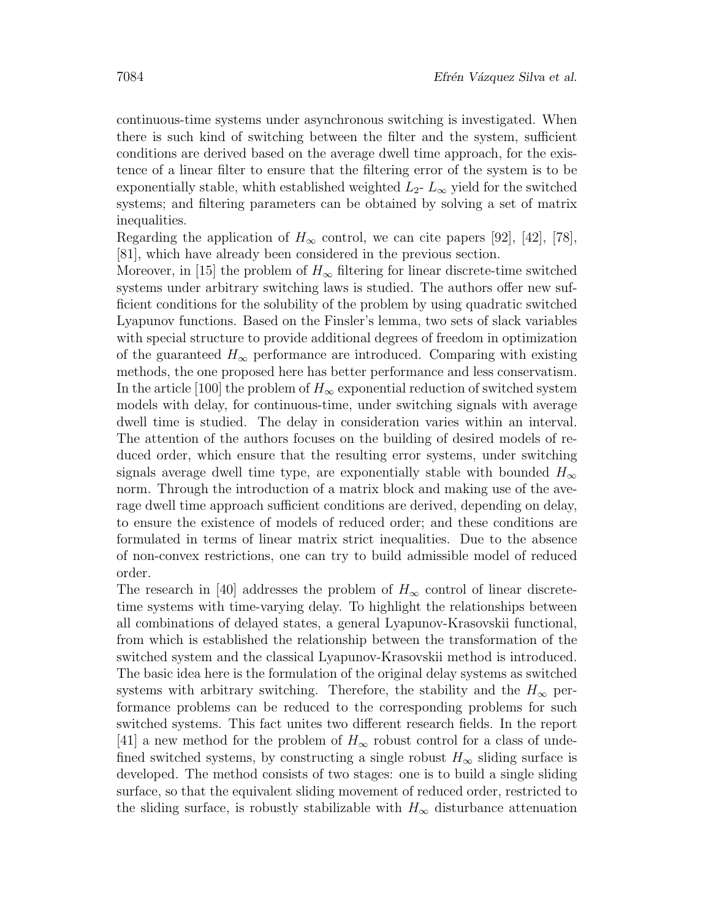continuous-time systems under asynchronous switching is investigated. When there is such kind of switching between the filter and the system, sufficient conditions are derived based on the average dwell time approach, for the existence of a linear filter to ensure that the filtering error of the system is to be exponentially stable, whith established weighted $L_2$- $L_\infty$ yield for the switched systems; and filtering parameters can be obtained by solving a set of matrix inequalities.

Regarding the application of $H_\infty$ control, we can cite papers [92], [42], [78], [81], which have already been considered in the previous section.

Moreover, in [15] the problem of $H_\infty$ filtering for linear discrete-time switched systems under arbitrary switching laws is studied. The authors offer new sufficient conditions for the solubility of the problem by using quadratic switched Lyapunov functions. Based on the Finsler's lemma, two sets of slack variables with special structure to provide additional degrees of freedom in optimization of the guaranteed $H_\infty$ performance are introduced. Comparing with existing methods, the one proposed here has better performance and less conservatism. In the article [100] the problem of $H_\infty$ exponential reduction of switched system models with delay, for continuous-time, under switching signals with average dwell time is studied. The delay in consideration varies within an interval. The attention of the authors focuses on the building of desired models of reduced order, which ensure that the resulting error systems, under switching signals average dwell time type, are exponentially stable with bounded $H_\infty$ norm. Through the introduction of a matrix block and making use of the average dwell time approach sufficient conditions are derived, depending on delay, to ensure the existence of models of reduced order; and these conditions are formulated in terms of linear matrix strict inequalities. Due to the absence of non-convex restrictions, one can try to build admissible model of reduced order.

The research in [40] addresses the problem of $H_\infty$ control of linear discrete-time systems with time-varying delay. To highlight the relationships between all combinations of delayed states, a general Lyapunov-Krasovskii functional, from which is established the relationship between the transformation of the switched system and the classical Lyapunov-Krasovskii method is introduced. The basic idea here is the formulation of the original delay systems as switched systems with arbitrary switching. Therefore, the stability and the $H_\infty$ performance problems can be reduced to the corresponding problems for such switched systems. This fact unites two different research fields. In the report [41] a new method for the problem of $H_\infty$ robust control for a class of undefined switched systems, by constructing a single robust $H_\infty$ sliding surface is developed. The method consists of two stages: one is to build a single sliding surface, so that the equivalent sliding movement of reduced order, restricted to the sliding surface, is robustly stabilizable with $H_\infty$ disturbance attenuation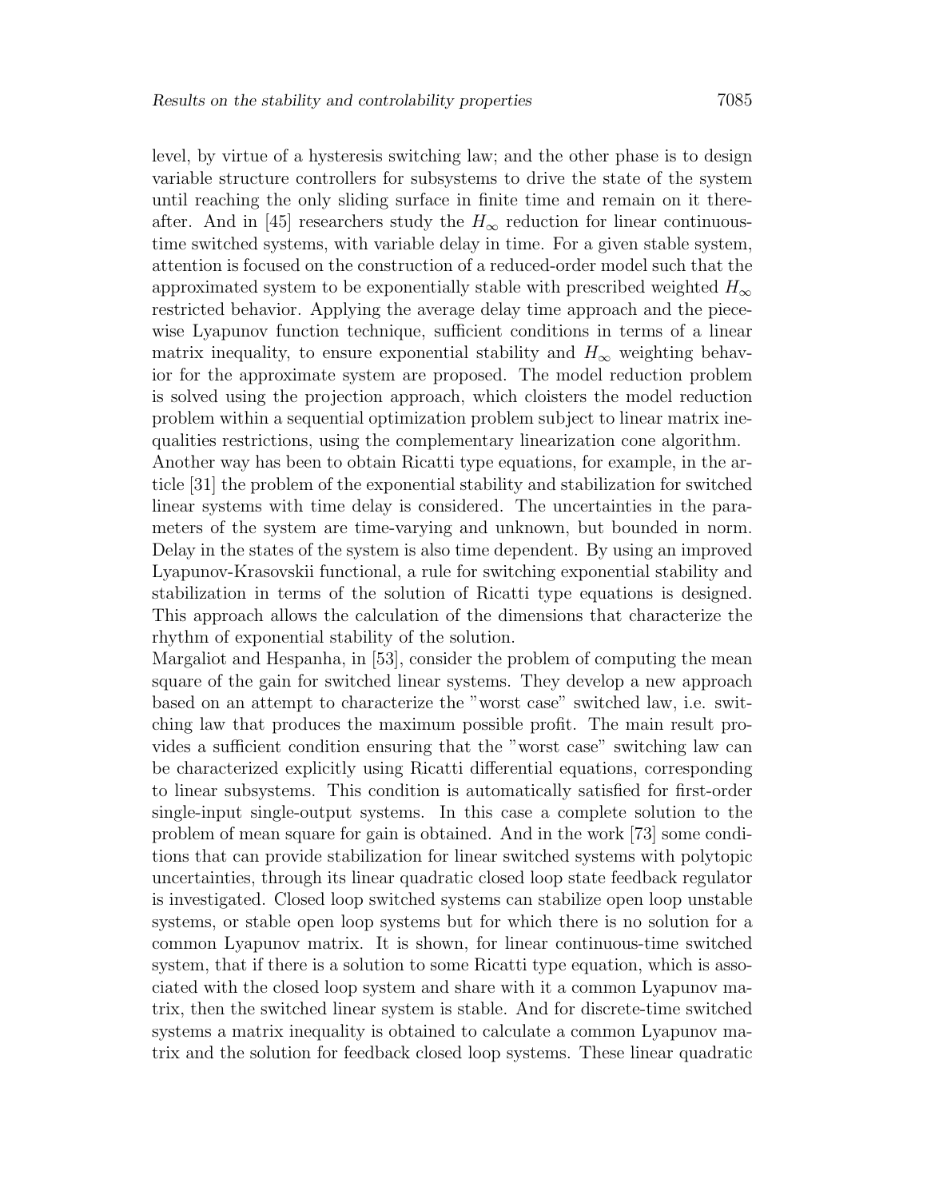level, by virtue of a hysteresis switching law; and the other phase is to design variable structure controllers for subsystems to drive the state of the system until reaching the only sliding surface in finite time and remain on it thereafter. And in [45] researchers study the $H_\infty$ reduction for linear continuous-time switched systems, with variable delay in time. For a given stable system, attention is focused on the construction of a reduced-order model such that the approximated system to be exponentially stable with prescribed weighted $H_\infty$ restricted behavior. Applying the average delay time approach and the piecewise Lyapunov function technique, sufficient conditions in terms of a linear matrix inequality, to ensure exponential stability and $H_\infty$ weighting behavior for the approximate system are proposed. The model reduction problem is solved using the projection approach, which cloisters the model reduction problem within a sequential optimization problem subject to linear matrix inequalities restrictions, using the complementary linearization cone algorithm.
Another way has been to obtain Ricatti type equations, for example, in the article [31] the problem of the exponential stability and stabilization for switched linear systems with time delay is considered. The uncertainties in the parameters of the system are time-varying and unknown, but bounded in norm. Delay in the states of the system is also time dependent. By using an improved Lyapunov-Krasovskii functional, a rule for switching exponential stability and stabilization in terms of the solution of Ricatti type equations is designed. This approach allows the calculation of the dimensions that characterize the rhythm of exponential stability of the solution.
Margaliot and Hespanha, in [53], consider the problem of computing the mean square of the gain for switched linear systems. They develop a new approach based on an attempt to characterize the "worst case" switched law, i.e. switching law that produces the maximum possible profit. The main result provides a sufficient condition ensuring that the "worst case" switching law can be characterized explicitly using Ricatti differential equations, corresponding to linear subsystems. This condition is automatically satisfied for first-order single-input single-output systems. In this case a complete solution to the problem of mean square for gain is obtained. And in the work [73] some conditions that can provide stabilization for linear switched systems with polytopic uncertainties, through its linear quadratic closed loop state feedback regulator is investigated. Closed loop switched systems can stabilize open loop unstable systems, or stable open loop systems but for which there is no solution for a common Lyapunov matrix. It is shown, for linear continuous-time switched system, that if there is a solution to some Ricatti type equation, which is associated with the closed loop system and share with it a common Lyapunov matrix, then the switched linear system is stable. And for discrete-time switched systems a matrix inequality is obtained to calculate a common Lyapunov matrix and the solution for feedback closed loop systems. These linear quadratic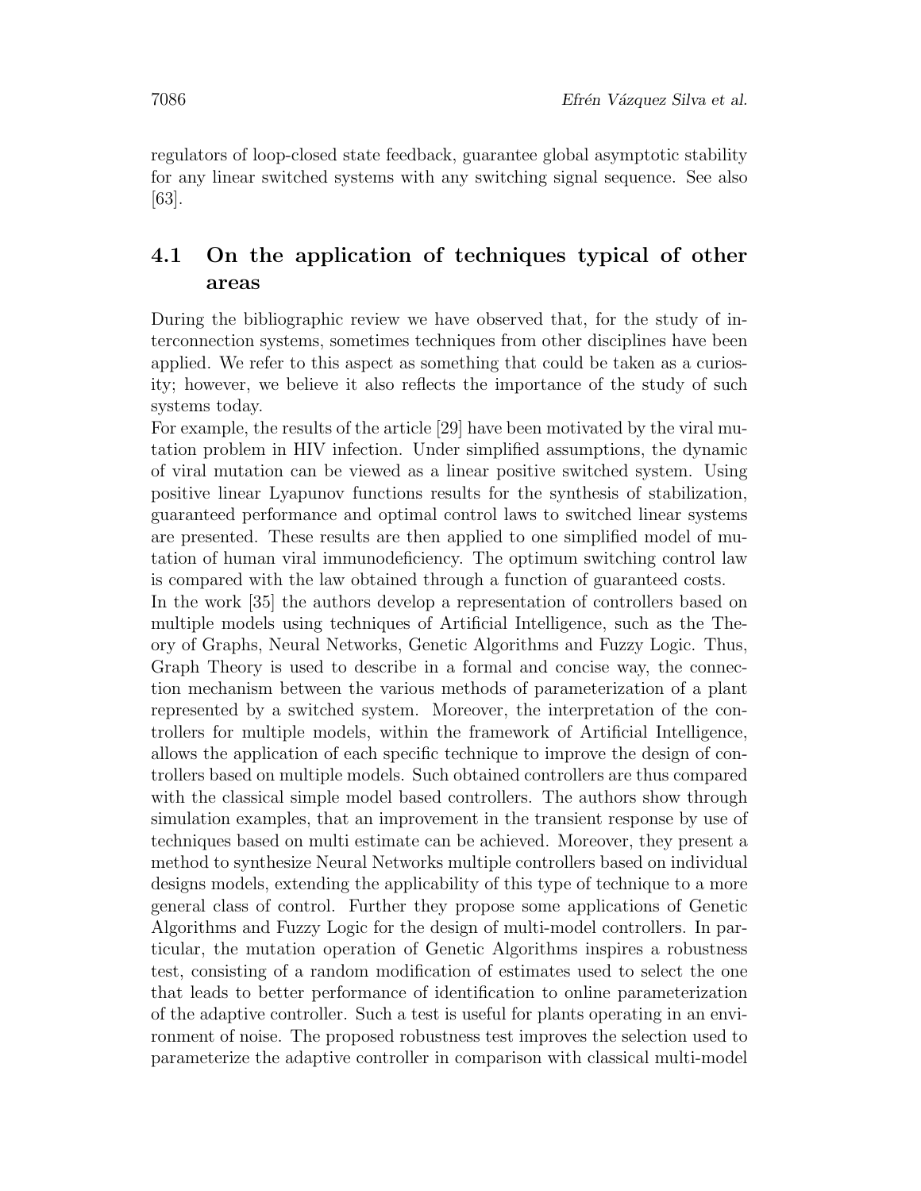regulators of loop-closed state feedback, guarantee global asymptotic stability for any linear switched systems with any switching signal sequence. See also [63].

## 4.1 On the application of techniques typical of other areas

During the bibliographic review we have observed that, for the study of interconnection systems, sometimes techniques from other disciplines have been applied. We refer to this aspect as something that could be taken as a curiosity; however, we believe it also reflects the importance of the study of such systems today.

For example, the results of the article [29] have been motivated by the viral mutation problem in HIV infection. Under simplified assumptions, the dynamic of viral mutation can be viewed as a linear positive switched system. Using positive linear Lyapunov functions results for the synthesis of stabilization, guaranteed performance and optimal control laws to switched linear systems are presented. These results are then applied to one simplified model of mutation of human viral immunodeficiency. The optimum switching control law is compared with the law obtained through a function of guaranteed costs.

In the work [35] the authors develop a representation of controllers based on multiple models using techniques of Artificial Intelligence, such as the Theory of Graphs, Neural Networks, Genetic Algorithms and Fuzzy Logic. Thus, Graph Theory is used to describe in a formal and concise way, the connection mechanism between the various methods of parameterization of a plant represented by a switched system. Moreover, the interpretation of the controllers for multiple models, within the framework of Artificial Intelligence, allows the application of each specific technique to improve the design of controllers based on multiple models. Such obtained controllers are thus compared with the classical simple model based controllers. The authors show through simulation examples, that an improvement in the transient response by use of techniques based on multi estimate can be achieved. Moreover, they present a method to synthesize Neural Networks multiple controllers based on individual designs models, extending the applicability of this type of technique to a more general class of control. Further they propose some applications of Genetic Algorithms and Fuzzy Logic for the design of multi-model controllers. In particular, the mutation operation of Genetic Algorithms inspires a robustness test, consisting of a random modification of estimates used to select the one that leads to better performance of identification to online parameterization of the adaptive controller. Such a test is useful for plants operating in an environment of noise. The proposed robustness test improves the selection used to parameterize the adaptive controller in comparison with classical multi-model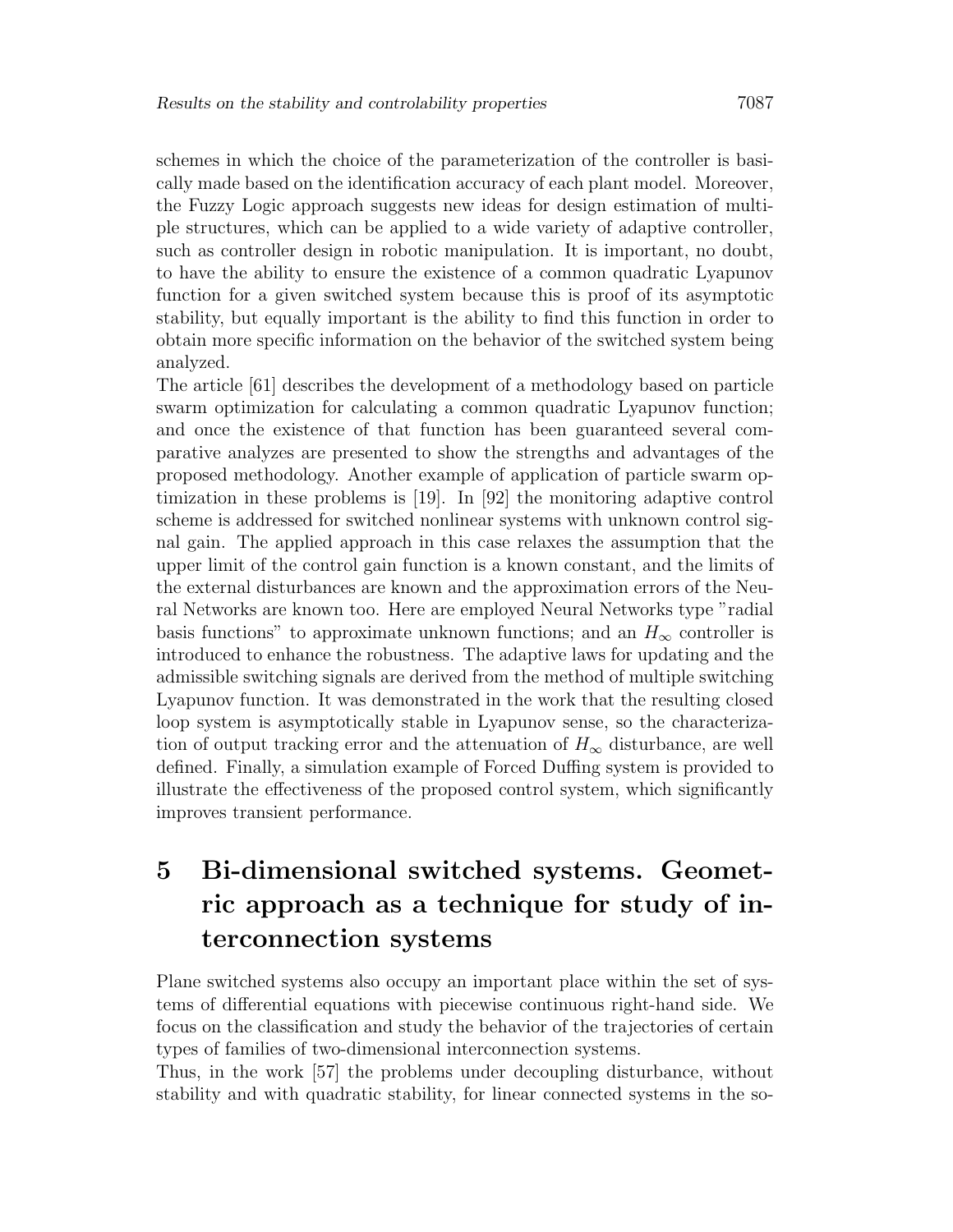schemes in which the choice of the parameterization of the controller is basically made based on the identification accuracy of each plant model. Moreover, the Fuzzy Logic approach suggests new ideas for design estimation of multiple structures, which can be applied to a wide variety of adaptive controller, such as controller design in robotic manipulation. It is important, no doubt, to have the ability to ensure the existence of a common quadratic Lyapunov function for a given switched system because this is proof of its asymptotic stability, but equally important is the ability to find this function in order to obtain more specific information on the behavior of the switched system being analyzed.

The article [61] describes the development of a methodology based on particle swarm optimization for calculating a common quadratic Lyapunov function; and once the existence of that function has been guaranteed several comparative analyzes are presented to show the strengths and advantages of the proposed methodology. Another example of application of particle swarm optimization in these problems is [19]. In [92] the monitoring adaptive control scheme is addressed for switched nonlinear systems with unknown control signal gain. The applied approach in this case relaxes the assumption that the upper limit of the control gain function is a known constant, and the limits of the external disturbances are known and the approximation errors of the Neural Networks are known too. Here are employed Neural Networks type "radial basis functions" to approximate unknown functions; and an $H_\infty$ controller is introduced to enhance the robustness. The adaptive laws for updating and the admissible switching signals are derived from the method of multiple switching Lyapunov function. It was demonstrated in the work that the resulting closed loop system is asymptotically stable in Lyapunov sense, so the characterization of output tracking error and the attenuation of $H_\infty$ disturbance, are well defined. Finally, a simulation example of Forced Duffing system is provided to illustrate the effectiveness of the proposed control system, which significantly improves transient performance.

# 5 Bi-dimensional switched systems. Geometric approach as a technique for study of interconnection systems

Plane switched systems also occupy an important place within the set of systems of differential equations with piecewise continuous right-hand side. We focus on the classification and study the behavior of the trajectories of certain types of families of two-dimensional interconnection systems.

Thus, in the work [57] the problems under decoupling disturbance, without stability and with quadratic stability, for linear connected systems in the so-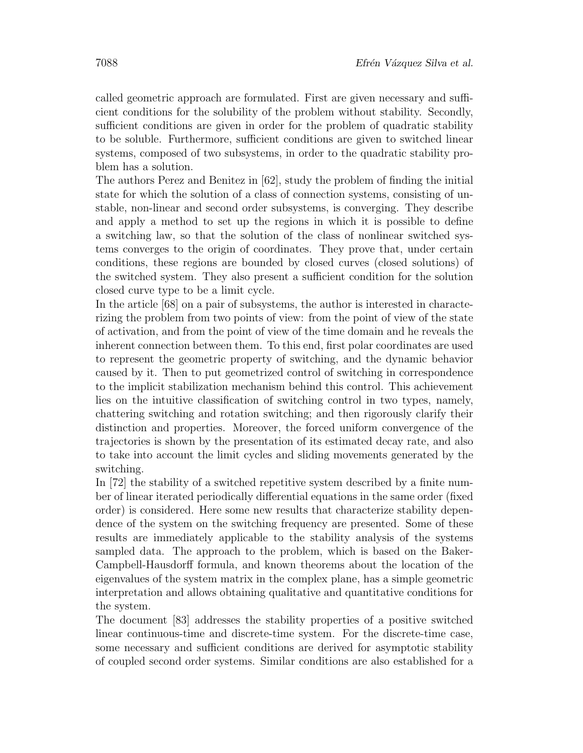called geometric approach are formulated. First are given necessary and sufficient conditions for the solubility of the problem without stability. Secondly, sufficient conditions are given in order for the problem of quadratic stability to be soluble. Furthermore, sufficient conditions are given to switched linear systems, composed of two subsystems, in order to the quadratic stability problem has a solution.

The authors Perez and Benitez in [62], study the problem of finding the initial state for which the solution of a class of connection systems, consisting of unstable, non-linear and second order subsystems, is converging. They describe and apply a method to set up the regions in which it is possible to define a switching law, so that the solution of the class of nonlinear switched systems converges to the origin of coordinates. They prove that, under certain conditions, these regions are bounded by closed curves (closed solutions) of the switched system. They also present a sufficient condition for the solution closed curve type to be a limit cycle.

In the article [68] on a pair of subsystems, the author is interested in characterizing the problem from two points of view: from the point of view of the state of activation, and from the point of view of the time domain and he reveals the inherent connection between them. To this end, first polar coordinates are used to represent the geometric property of switching, and the dynamic behavior caused by it. Then to put geometrized control of switching in correspondence to the implicit stabilization mechanism behind this control. This achievement lies on the intuitive classification of switching control in two types, namely, chattering switching and rotation switching; and then rigorously clarify their distinction and properties. Moreover, the forced uniform convergence of the trajectories is shown by the presentation of its estimated decay rate, and also to take into account the limit cycles and sliding movements generated by the switching.

In [72] the stability of a switched repetitive system described by a finite number of linear iterated periodically differential equations in the same order (fixed order) is considered. Here some new results that characterize stability dependence of the system on the switching frequency are presented. Some of these results are immediately applicable to the stability analysis of the systems sampled data. The approach to the problem, which is based on the Baker-Campbell-Hausdorff formula, and known theorems about the location of the eigenvalues of the system matrix in the complex plane, has a simple geometric interpretation and allows obtaining qualitative and quantitative conditions for the system.

The document [83] addresses the stability properties of a positive switched linear continuous-time and discrete-time system. For the discrete-time case, some necessary and sufficient conditions are derived for asymptotic stability of coupled second order systems. Similar conditions are also established for a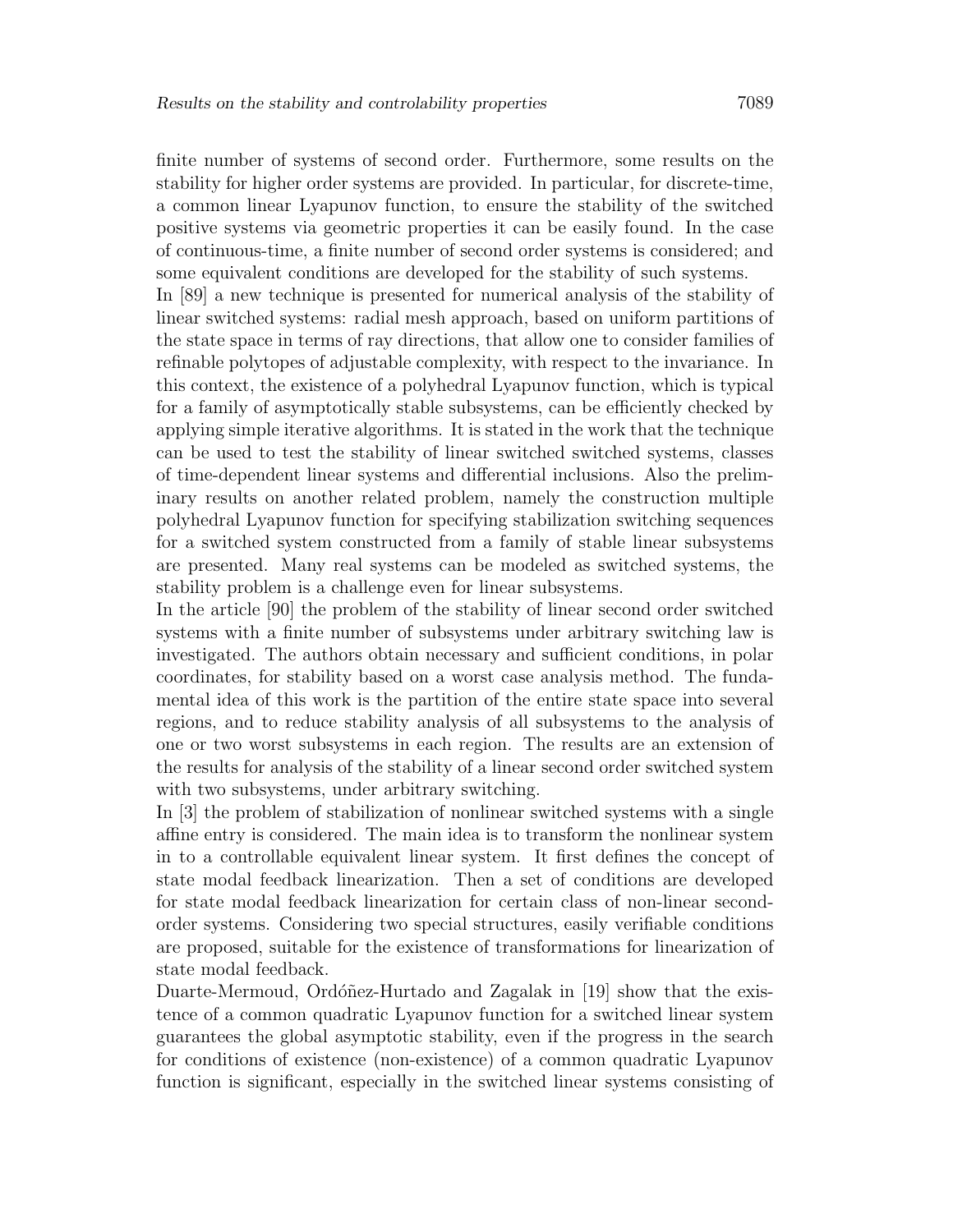finite number of systems of second order. Furthermore, some results on the stability for higher order systems are provided. In particular, for discrete-time, a common linear Lyapunov function, to ensure the stability of the switched positive systems via geometric properties it can be easily found. In the case of continuous-time, a finite number of second order systems is considered; and some equivalent conditions are developed for the stability of such systems.

In [89] a new technique is presented for numerical analysis of the stability of linear switched systems: radial mesh approach, based on uniform partitions of the state space in terms of ray directions, that allow one to consider families of refinable polytopes of adjustable complexity, with respect to the invariance. In this context, the existence of a polyhedral Lyapunov function, which is typical for a family of asymptotically stable subsystems, can be efficiently checked by applying simple iterative algorithms. It is stated in the work that the technique can be used to test the stability of linear switched switched systems, classes of time-dependent linear systems and differential inclusions. Also the preliminary results on another related problem, namely the construction multiple polyhedral Lyapunov function for specifying stabilization switching sequences for a switched system constructed from a family of stable linear subsystems are presented. Many real systems can be modeled as switched systems, the stability problem is a challenge even for linear subsystems.

In the article [90] the problem of the stability of linear second order switched systems with a finite number of subsystems under arbitrary switching law is investigated. The authors obtain necessary and sufficient conditions, in polar coordinates, for stability based on a worst case analysis method. The fundamental idea of this work is the partition of the entire state space into several regions, and to reduce stability analysis of all subsystems to the analysis of one or two worst subsystems in each region. The results are an extension of the results for analysis of the stability of a linear second order switched system with two subsystems, under arbitrary switching.

In [3] the problem of stabilization of nonlinear switched systems with a single affine entry is considered. The main idea is to transform the nonlinear system in to a controllable equivalent linear system. It first defines the concept of state modal feedback linearization. Then a set of conditions are developed for state modal feedback linearization for certain class of non-linear second-order systems. Considering two special structures, easily verifiable conditions are proposed, suitable for the existence of transformations for linearization of state modal feedback.

Duarte-Mermoud, Ordóñez-Hurtado and Zagalak in [19] show that the existence of a common quadratic Lyapunov function for a switched linear system guarantees the global asymptotic stability, even if the progress in the search for conditions of existence (non-existence) of a common quadratic Lyapunov function is significant, especially in the switched linear systems consisting of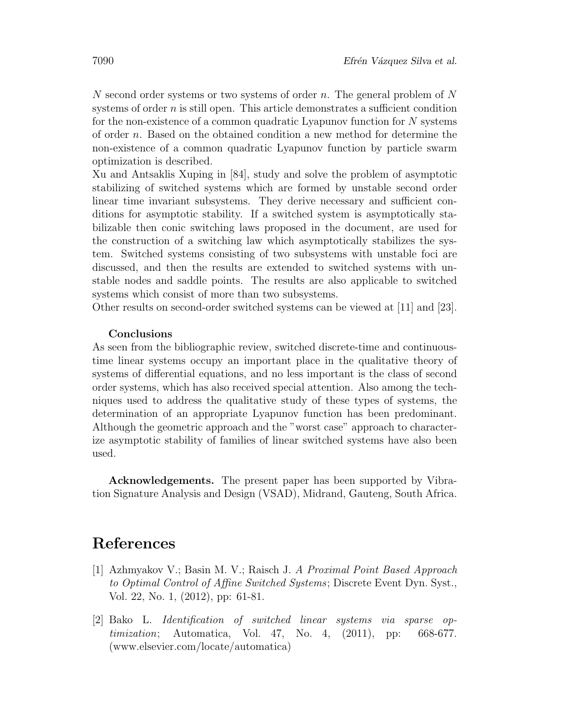$N$ second order systems or two systems of order $n$. The general problem of $N$ systems of order $n$ is still open. This article demonstrates a sufficient condition for the non-existence of a common quadratic Lyapunov function for $N$ systems of order $n$. Based on the obtained condition a new method for determine the non-existence of a common quadratic Lyapunov function by particle swarm optimization is described.

Xu and Antsaklis Xuping in [84], study and solve the problem of asymptotic stabilizing of switched systems which are formed by unstable second order linear time invariant subsystems. They derive necessary and sufficient conditions for asymptotic stability. If a switched system is asymptotically stabilizable then conic switching laws proposed in the document, are used for the construction of a switching law which asymptotically stabilizes the system. Switched systems consisting of two subsystems with unstable foci are discussed, and then the results are extended to switched systems with unstable nodes and saddle points. The results are also applicable to switched systems which consist of more than two subsystems.

Other results on second-order switched systems can be viewed at [11] and [23].

**Conclusions**

As seen from the bibliographic review, switched discrete-time and continuous-time linear systems occupy an important place in the qualitative theory of systems of differential equations, and no less important is the class of second order systems, which has also received special attention. Also among the techniques used to address the qualitative study of these types of systems, the determination of an appropriate Lyapunov function has been predominant. Although the geometric approach and the "worst case" approach to characterize asymptotic stability of families of linear switched systems have also been used.

**Acknowledgements.** The present paper has been supported by Vibration Signature Analysis and Design (VSAD), Midrand, Gauteng, South Africa.

# References

[1] Azhmyakov V.; Basin M. V.; Raisch J. *A Proximal Point Based Approach to Optimal Control of Affine Switched Systems*; Discrete Event Dyn. Syst., Vol. 22, No. 1, (2012), pp: 61-81.

[2] Bako L. *Identification of switched linear systems via sparse optimization*; Automatica, Vol. 47, No. 4, (2011), pp: 668-677. (www.elsevier.com/locate/automatica)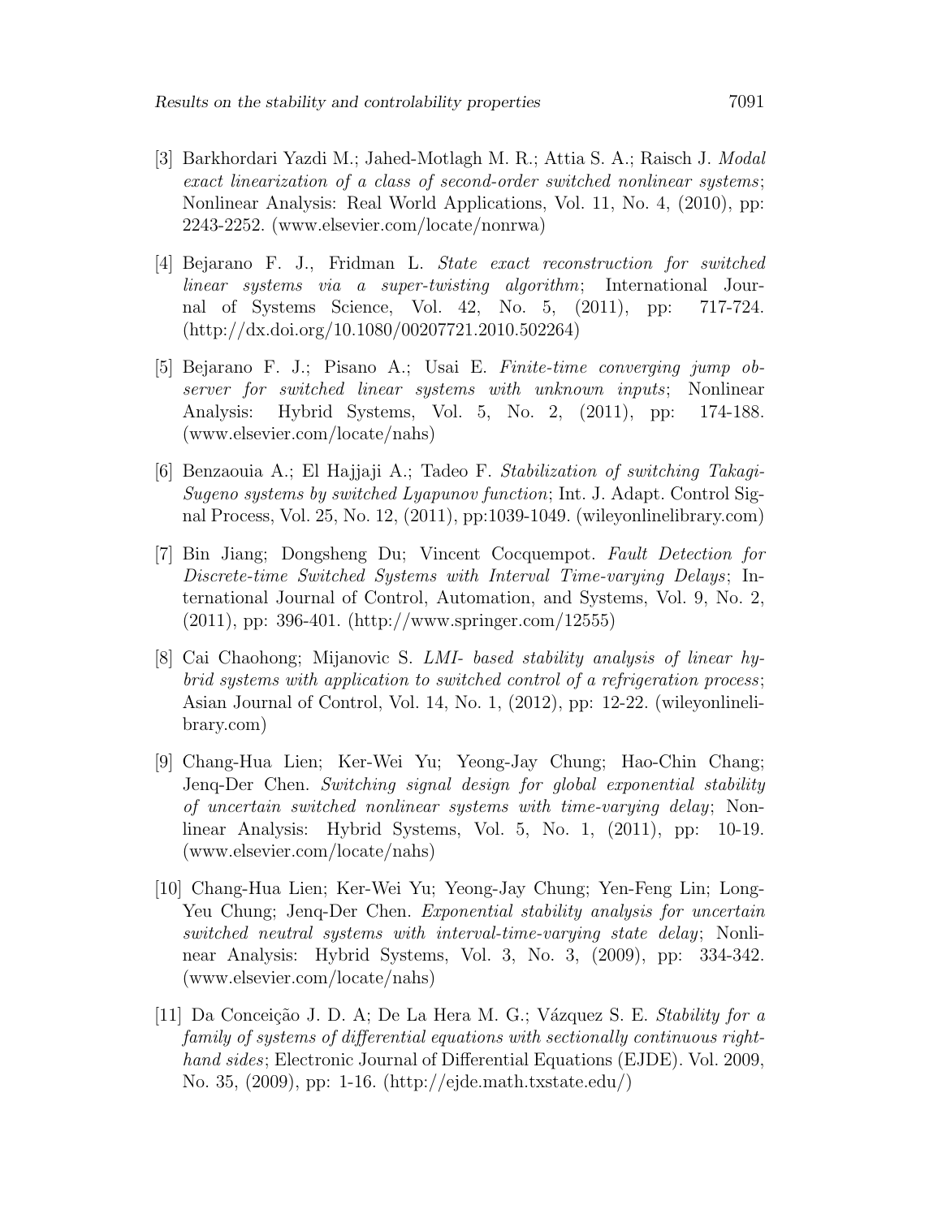[3] Barkhordari Yazdi M.; Jahed-Motlagh M. R.; Attia S. A.; Raisch J. *Modal exact linearization of a class of second-order switched nonlinear systems*; Nonlinear Analysis: Real World Applications, Vol. 11, No. 4, (2010), pp: 2243-2252. (www.elsevier.com/locate/nonrwa)

[4] Bejarano F. J., Fridman L. *State exact reconstruction for switched linear systems via a super-twisting algorithm*; International Journal of Systems Science, Vol. 42, No. 5, (2011), pp: 717-724. (http://dx.doi.org/10.1080/00207721.2010.502264)

[5] Bejarano F. J.; Pisano A.; Usai E. *Finite-time converging jump observer for switched linear systems with unknown inputs*; Nonlinear Analysis: Hybrid Systems, Vol. 5, No. 2, (2011), pp: 174-188. (www.elsevier.com/locate/nahs)

[6] Benzaouia A.; El Hajjaji A.; Tadeo F. *Stabilization of switching Takagi-Sugeno systems by switched Lyapunov function*; Int. J. Adapt. Control Signal Process, Vol. 25, No. 12, (2011), pp:1039-1049. (wileyonlinelibrary.com)

[7] Bin Jiang; Dongsheng Du; Vincent Cocquempot. *Fault Detection for Discrete-time Switched Systems with Interval Time-varying Delays*; International Journal of Control, Automation, and Systems, Vol. 9, No. 2, (2011), pp: 396-401. (http://www.springer.com/12555)

[8] Cai Chaohong; Mijanovic S. *LMI- based stability analysis of linear hybrid systems with application to switched control of a refrigeration process*; Asian Journal of Control, Vol. 14, No. 1, (2012), pp: 12-22. (wileyonlinelibrary.com)

[9] Chang-Hua Lien; Ker-Wei Yu; Yeong-Jay Chung; Hao-Chin Chang; Jenq-Der Chen. *Switching signal design for global exponential stability of uncertain switched nonlinear systems with time-varying delay*; Nonlinear Analysis: Hybrid Systems, Vol. 5, No. 1, (2011), pp: 10-19. (www.elsevier.com/locate/nahs)

[10] Chang-Hua Lien; Ker-Wei Yu; Yeong-Jay Chung; Yen-Feng Lin; Long-Yeu Chung; Jenq-Der Chen. *Exponential stability analysis for uncertain switched neutral systems with interval-time-varying state delay*; Nonlinear Analysis: Hybrid Systems, Vol. 3, No. 3, (2009), pp: 334-342. (www.elsevier.com/locate/nahs)

[11] Da Conceição J. D. A; De La Hera M. G.; Vázquez S. E. *Stability for a family of systems of differential equations with sectionally continuous right-hand sides*; Electronic Journal of Differential Equations (EJDE). Vol. 2009, No. 35, (2009), pp: 1-16. (http://ejde.math.txstate.edu/)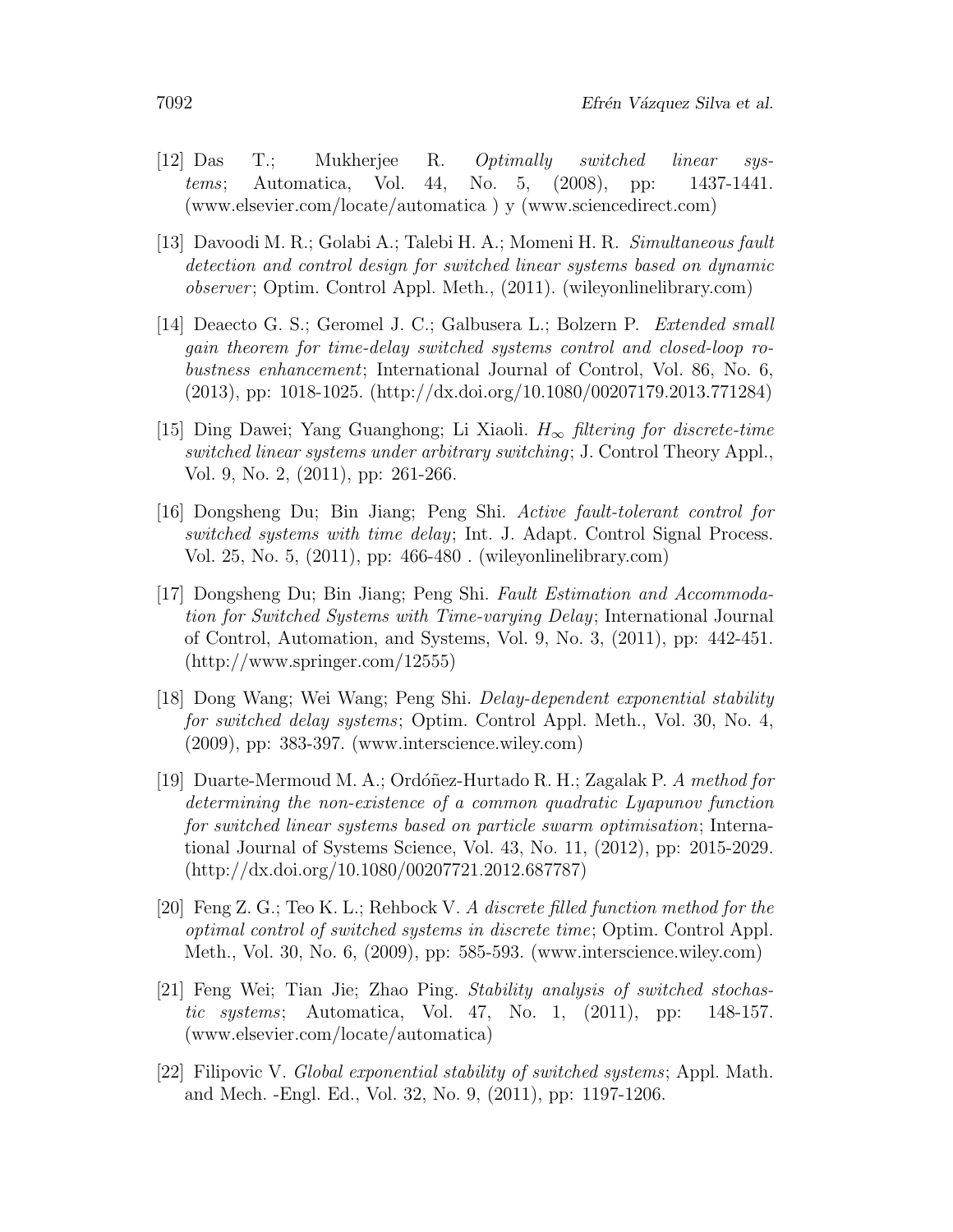[12] Das T.; Mukherjee R. *Optimally switched linear systems*; Automatica, Vol. 44, No. 5, (2008), pp: 1437-1441. (www.elsevier.com/locate/automatica ) y (www.sciencedirect.com)

[13] Davoodi M. R.; Golabi A.; Talebi H. A.; Momeni H. R. *Simultaneous fault detection and control design for switched linear systems based on dynamic observer*; Optim. Control Appl. Meth., (2011). (wileyonlinelibrary.com)

[14] Deaecto G. S.; Geromel J. C.; Galbusera L.; Bolzern P. *Extended small gain theorem for time-delay switched systems control and closed-loop robustness enhancement*; International Journal of Control, Vol. 86, No. 6, (2013), pp: 1018-1025. (http://dx.doi.org/10.1080/00207179.2013.771284)

[15] Ding Dawei; Yang Guanghong; Li Xiaoli. *$H_\infty$ filtering for discrete-time switched linear systems under arbitrary switching*; J. Control Theory Appl., Vol. 9, No. 2, (2011), pp: 261-266.

[16] Dongsheng Du; Bin Jiang; Peng Shi. *Active fault-tolerant control for switched systems with time delay*; Int. J. Adapt. Control Signal Process. Vol. 25, No. 5, (2011), pp: 466-480 . (wileyonlinelibrary.com)

[17] Dongsheng Du; Bin Jiang; Peng Shi. *Fault Estimation and Accommodation for Switched Systems with Time-varying Delay*; International Journal of Control, Automation, and Systems, Vol. 9, No. 3, (2011), pp: 442-451. (http://www.springer.com/12555)

[18] Dong Wang; Wei Wang; Peng Shi. *Delay-dependent exponential stability for switched delay systems*; Optim. Control Appl. Meth., Vol. 30, No. 4, (2009), pp: 383-397. (www.interscience.wiley.com)

[19] Duarte-Mermoud M. A.; Ordóñez-Hurtado R. H.; Zagalak P. *A method for determining the non-existence of a common quadratic Lyapunov function for switched linear systems based on particle swarm optimisation*; International Journal of Systems Science, Vol. 43, No. 11, (2012), pp: 2015-2029. (http://dx.doi.org/10.1080/00207721.2012.687787)

[20] Feng Z. G.; Teo K. L.; Rehbock V. *A discrete filled function method for the optimal control of switched systems in discrete time*; Optim. Control Appl. Meth., Vol. 30, No. 6, (2009), pp: 585-593. (www.interscience.wiley.com)

[21] Feng Wei; Tian Jie; Zhao Ping. *Stability analysis of switched stochastic systems*; Automatica, Vol. 47, No. 1, (2011), pp: 148-157. (www.elsevier.com/locate/automatica)

[22] Filipovic V. *Global exponential stability of switched systems*; Appl. Math. and Mech. -Engl. Ed., Vol. 32, No. 9, (2011), pp: 1197-1206.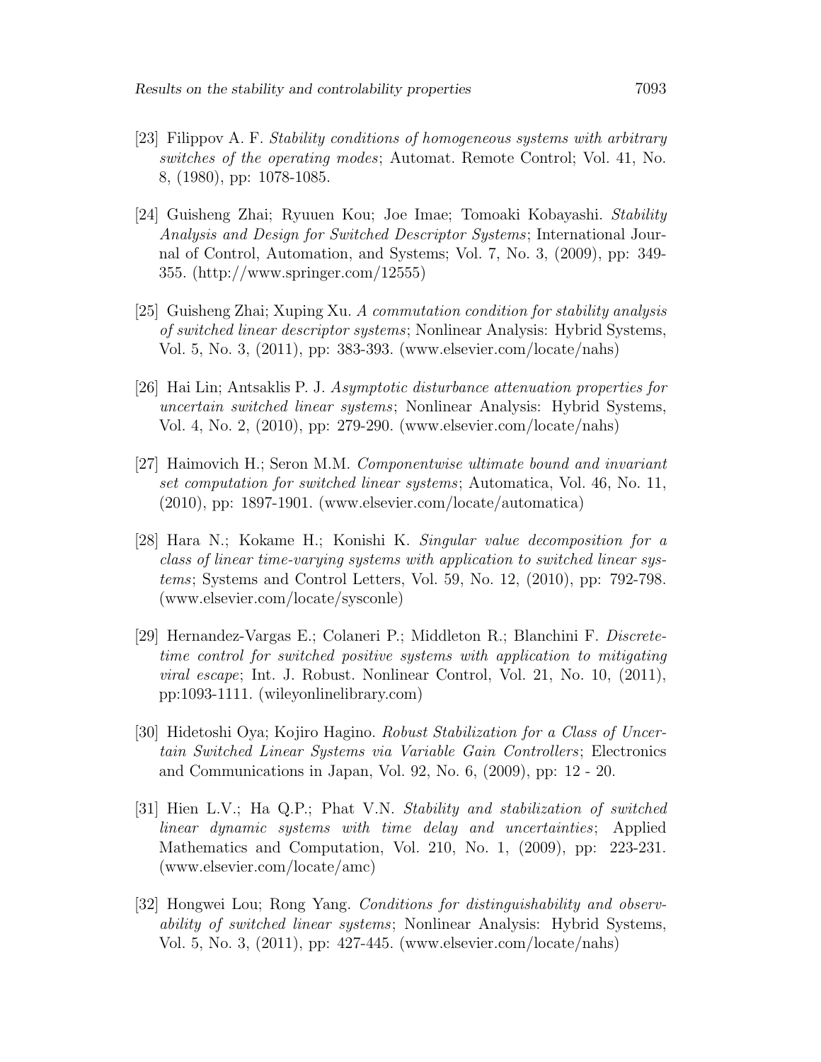[23] Filippov A. F. *Stability conditions of homogeneous systems with arbitrary switches of the operating modes*; Automat. Remote Control; Vol. 41, No. 8, (1980), pp: 1078-1085.

[24] Guisheng Zhai; Ryuuen Kou; Joe Imae; Tomoaki Kobayashi. *Stability Analysis and Design for Switched Descriptor Systems*; International Journal of Control, Automation, and Systems; Vol. 7, No. 3, (2009), pp: 349-355. (http://www.springer.com/12555)

[25] Guisheng Zhai; Xuping Xu. *A commutation condition for stability analysis of switched linear descriptor systems*; Nonlinear Analysis: Hybrid Systems, Vol. 5, No. 3, (2011), pp: 383-393. (www.elsevier.com/locate/nahs)

[26] Hai Lin; Antsaklis P. J. *Asymptotic disturbance attenuation properties for uncertain switched linear systems*; Nonlinear Analysis: Hybrid Systems, Vol. 4, No. 2, (2010), pp: 279-290. (www.elsevier.com/locate/nahs)

[27] Haimovich H.; Seron M.M. *Componentwise ultimate bound and invariant set computation for switched linear systems*; Automatica, Vol. 46, No. 11, (2010), pp: 1897-1901. (www.elsevier.com/locate/automatica)

[28] Hara N.; Kokame H.; Konishi K. *Singular value decomposition for a class of linear time-varying systems with application to switched linear systems*; Systems and Control Letters, Vol. 59, No. 12, (2010), pp: 792-798. (www.elsevier.com/locate/sysconle)

[29] Hernandez-Vargas E.; Colaneri P.; Middleton R.; Blanchini F. *Discrete-time control for switched positive systems with application to mitigating viral escape*; Int. J. Robust. Nonlinear Control, Vol. 21, No. 10, (2011), pp:1093-1111. (wileyonlinelibrary.com)

[30] Hidetoshi Oya; Kojiro Hagino. *Robust Stabilization for a Class of Uncertain Switched Linear Systems via Variable Gain Controllers*; Electronics and Communications in Japan, Vol. 92, No. 6, (2009), pp: 12 - 20.

[31] Hien L.V.; Ha Q.P.; Phat V.N. *Stability and stabilization of switched linear dynamic systems with time delay and uncertainties*; Applied Mathematics and Computation, Vol. 210, No. 1, (2009), pp: 223-231. (www.elsevier.com/locate/amc)

[32] Hongwei Lou; Rong Yang. *Conditions for distinguishability and observability of switched linear systems*; Nonlinear Analysis: Hybrid Systems, Vol. 5, No. 3, (2011), pp: 427-445. (www.elsevier.com/locate/nahs)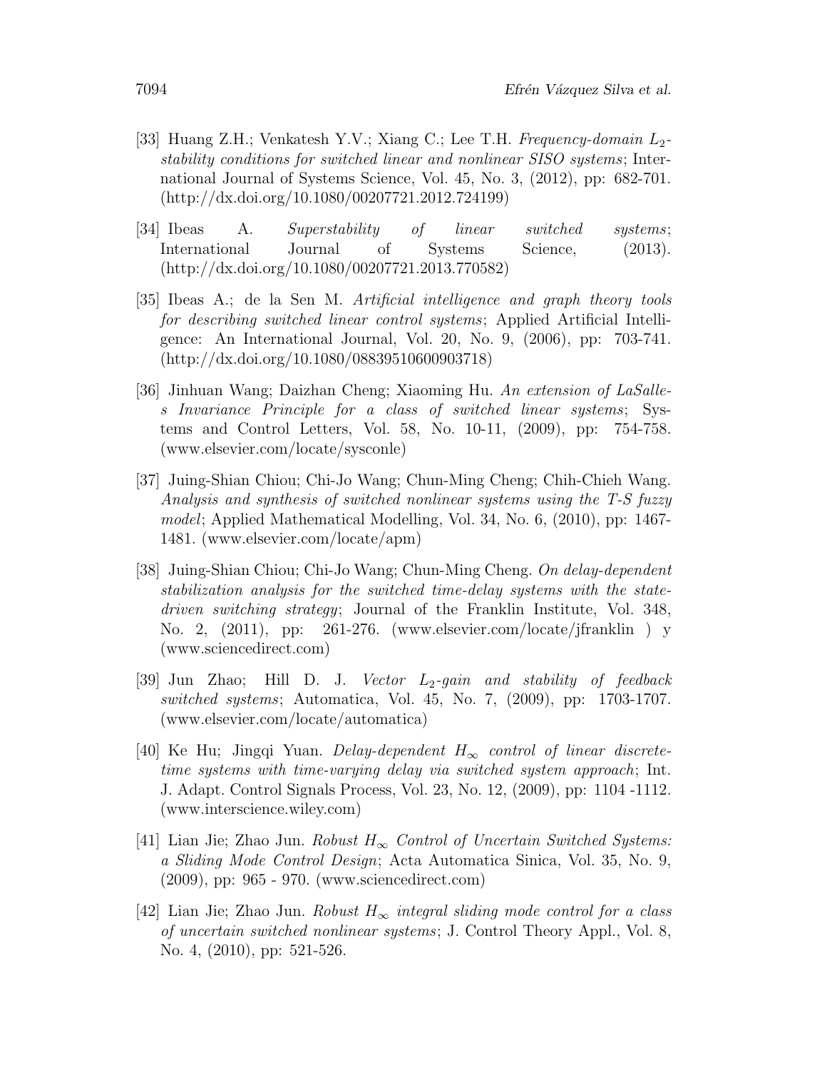[33] Huang Z.H.; Venkatesh Y.V.; Xiang C.; Lee T.H. *Frequency-domain $L_2$-stability conditions for switched linear and nonlinear SISO systems*; International Journal of Systems Science, Vol. 45, No. 3, (2012), pp: 682-701. (http://dx.doi.org/10.1080/00207721.2012.724199)

[34] Ibeas A. *Superstability of linear switched systems*; International Journal of Systems Science, (2013). (http://dx.doi.org/10.1080/00207721.2013.770582)

[35] Ibeas A.; de la Sen M. *Artificial intelligence and graph theory tools for describing switched linear control systems*; Applied Artificial Intelligence: An International Journal, Vol. 20, No. 9, (2006), pp: 703-741. (http://dx.doi.org/10.1080/08839510600903718)

[36] Jinhuan Wang; Daizhan Cheng; Xiaoming Hu. *An extension of LaSalles Invariance Principle for a class of switched linear systems*; Systems and Control Letters, Vol. 58, No. 10-11, (2009), pp: 754-758. (www.elsevier.com/locate/sysconle)

[37] Juing-Shian Chiou; Chi-Jo Wang; Chun-Ming Cheng; Chih-Chieh Wang. *Analysis and synthesis of switched nonlinear systems using the T-S fuzzy model*; Applied Mathematical Modelling, Vol. 34, No. 6, (2010), pp: 1467-1481. (www.elsevier.com/locate/apm)

[38] Juing-Shian Chiou; Chi-Jo Wang; Chun-Ming Cheng. *On delay-dependent stabilization analysis for the switched time-delay systems with the state-driven switching strategy*; Journal of the Franklin Institute, Vol. 348, No. 2, (2011), pp: 261-276. (www.elsevier.com/locate/jfranklin ) y (www.sciencedirect.com)

[39] Jun Zhao; Hill D. J. *Vector $L_2$-gain and stability of feedback switched systems*; Automatica, Vol. 45, No. 7, (2009), pp: 1703-1707. (www.elsevier.com/locate/automatica)

[40] Ke Hu; Jingqi Yuan. *Delay-dependent $H_\infty$ control of linear discrete-time systems with time-varying delay via switched system approach*; Int. J. Adapt. Control Signals Process, Vol. 23, No. 12, (2009), pp: 1104 -1112. (www.interscience.wiley.com)

[41] Lian Jie; Zhao Jun. *Robust $H_\infty$ Control of Uncertain Switched Systems: a Sliding Mode Control Design*; Acta Automatica Sinica, Vol. 35, No. 9, (2009), pp: 965 - 970. (www.sciencedirect.com)

[42] Lian Jie; Zhao Jun. *Robust $H_\infty$ integral sliding mode control for a class of uncertain switched nonlinear systems*; J. Control Theory Appl., Vol. 8, No. 4, (2010), pp: 521-526.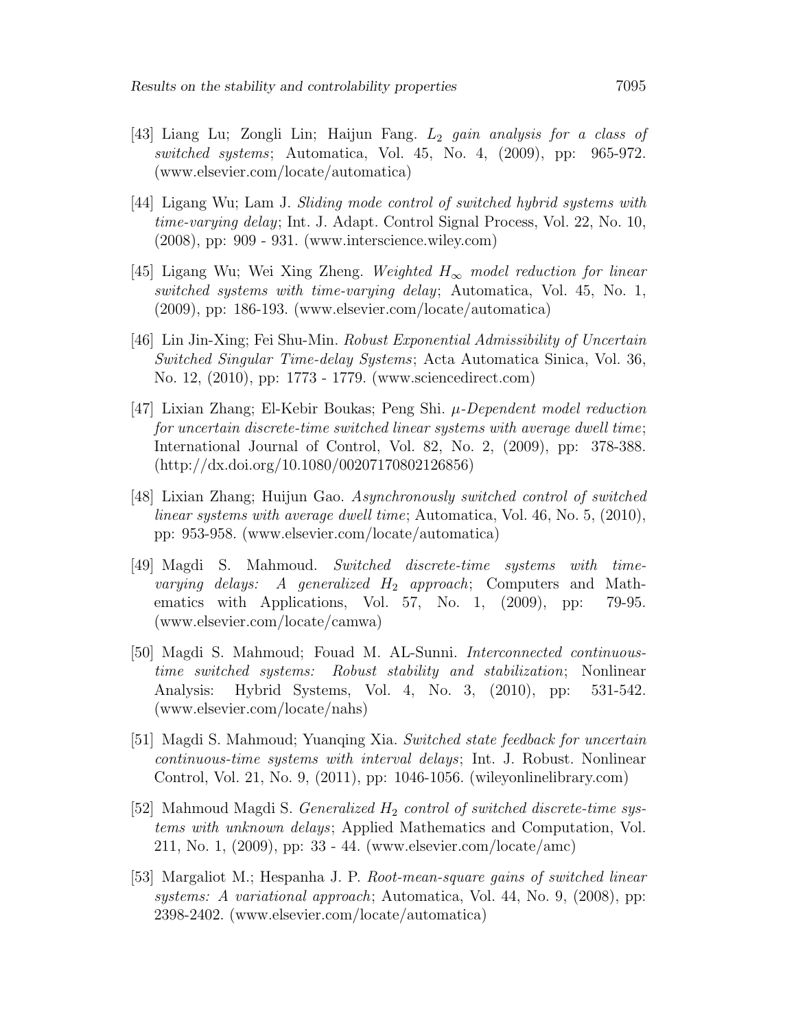[43] Liang Lu; Zongli Lin; Haijun Fang. *$L_2$ gain analysis for a class of switched systems*; Automatica, Vol. 45, No. 4, (2009), pp: 965-972. (www.elsevier.com/locate/automatica)

[44] Ligang Wu; Lam J. *Sliding mode control of switched hybrid systems with time-varying delay*; Int. J. Adapt. Control Signal Process, Vol. 22, No. 10, (2008), pp: 909 - 931. (www.interscience.wiley.com)

[45] Ligang Wu; Wei Xing Zheng. *Weighted $H_\infty$ model reduction for linear switched systems with time-varying delay*; Automatica, Vol. 45, No. 1, (2009), pp: 186-193. (www.elsevier.com/locate/automatica)

[46] Lin Jin-Xing; Fei Shu-Min. *Robust Exponential Admissibility of Uncertain Switched Singular Time-delay Systems*; Acta Automatica Sinica, Vol. 36, No. 12, (2010), pp: 1773 - 1779. (www.sciencedirect.com)

[47] Lixian Zhang; El-Kebir Boukas; Peng Shi. *$\mu$-Dependent model reduction for uncertain discrete-time switched linear systems with average dwell time*; International Journal of Control, Vol. 82, No. 2, (2009), pp: 378-388. (http://dx.doi.org/10.1080/00207170802126856)

[48] Lixian Zhang; Huijun Gao. *Asynchronously switched control of switched linear systems with average dwell time*; Automatica, Vol. 46, No. 5, (2010), pp: 953-958. (www.elsevier.com/locate/automatica)

[49] Magdi S. Mahmoud. *Switched discrete-time systems with time-varying delays: A generalized $H_2$ approach*; Computers and Mathematics with Applications, Vol. 57, No. 1, (2009), pp: 79-95. (www.elsevier.com/locate/camwa)

[50] Magdi S. Mahmoud; Fouad M. AL-Sunni. *Interconnected continuous-time switched systems: Robust stability and stabilization*; Nonlinear Analysis: Hybrid Systems, Vol. 4, No. 3, (2010), pp: 531-542. (www.elsevier.com/locate/nahs)

[51] Magdi S. Mahmoud; Yuanqing Xia. *Switched state feedback for uncertain continuous-time systems with interval delays*; Int. J. Robust. Nonlinear Control, Vol. 21, No. 9, (2011), pp: 1046-1056. (wileyonlinelibrary.com)

[52] Mahmoud Magdi S. *Generalized $H_2$ control of switched discrete-time systems with unknown delays*; Applied Mathematics and Computation, Vol. 211, No. 1, (2009), pp: 33 - 44. (www.elsevier.com/locate/amc)

[53] Margaliot M.; Hespanha J. P. *Root-mean-square gains of switched linear systems: A variational approach*; Automatica, Vol. 44, No. 9, (2008), pp: 2398-2402. (www.elsevier.com/locate/automatica)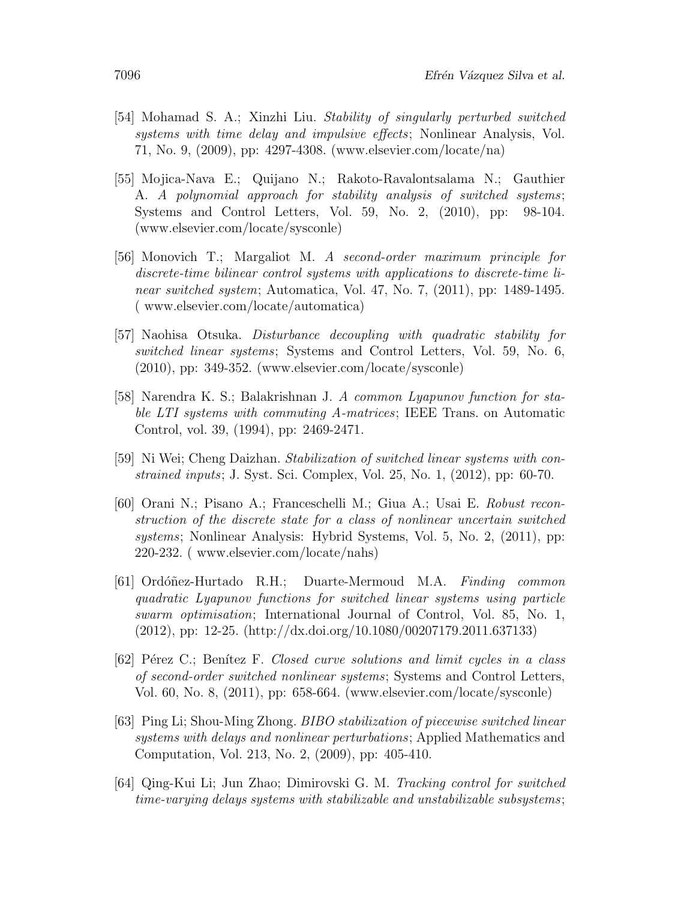[54] Mohamad S. A.; Xinzhi Liu. *Stability of singularly perturbed switched systems with time delay and impulsive effects*; Nonlinear Analysis, Vol. 71, No. 9, (2009), pp: 4297-4308. (www.elsevier.com/locate/na)

[55] Mojica-Nava E.; Quijano N.; Rakoto-Ravalontsalama N.; Gauthier A. *A polynomial approach for stability analysis of switched systems*; Systems and Control Letters, Vol. 59, No. 2, (2010), pp: 98-104. (www.elsevier.com/locate/sysconle)

[56] Monovich T.; Margaliot M. *A second-order maximum principle for discrete-time bilinear control systems with applications to discrete-time linear switched system*; Automatica, Vol. 47, No. 7, (2011), pp: 1489-1495. ( www.elsevier.com/locate/automatica)

[57] Naohisa Otsuka. *Disturbance decoupling with quadratic stability for switched linear systems*; Systems and Control Letters, Vol. 59, No. 6, (2010), pp: 349-352. (www.elsevier.com/locate/sysconle)

[58] Narendra K. S.; Balakrishnan J. *A common Lyapunov function for stable LTI systems with commuting A-matrices*; IEEE Trans. on Automatic Control, vol. 39, (1994), pp: 2469-2471.

[59] Ni Wei; Cheng Daizhan. *Stabilization of switched linear systems with constrained inputs*; J. Syst. Sci. Complex, Vol. 25, No. 1, (2012), pp: 60-70.

[60] Orani N.; Pisano A.; Franceschelli M.; Giua A.; Usai E. *Robust reconstruction of the discrete state for a class of nonlinear uncertain switched systems*; Nonlinear Analysis: Hybrid Systems, Vol. 5, No. 2, (2011), pp: 220-232. ( www.elsevier.com/locate/nahs)

[61] Ordóñez-Hurtado R.H.; Duarte-Mermoud M.A. *Finding common quadratic Lyapunov functions for switched linear systems using particle swarm optimisation*; International Journal of Control, Vol. 85, No. 1, (2012), pp: 12-25. (http://dx.doi.org/10.1080/00207179.2011.637133)

[62] Pérez C.; Benítez F. *Closed curve solutions and limit cycles in a class of second-order switched nonlinear systems*; Systems and Control Letters, Vol. 60, No. 8, (2011), pp: 658-664. (www.elsevier.com/locate/sysconle)

[63] Ping Li; Shou-Ming Zhong. *BIBO stabilization of piecewise switched linear systems with delays and nonlinear perturbations*; Applied Mathematics and Computation, Vol. 213, No. 2, (2009), pp: 405-410.

[64] Qing-Kui Li; Jun Zhao; Dimirovski G. M. *Tracking control for switched time-varying delays systems with stabilizable and unstabilizable subsystems*;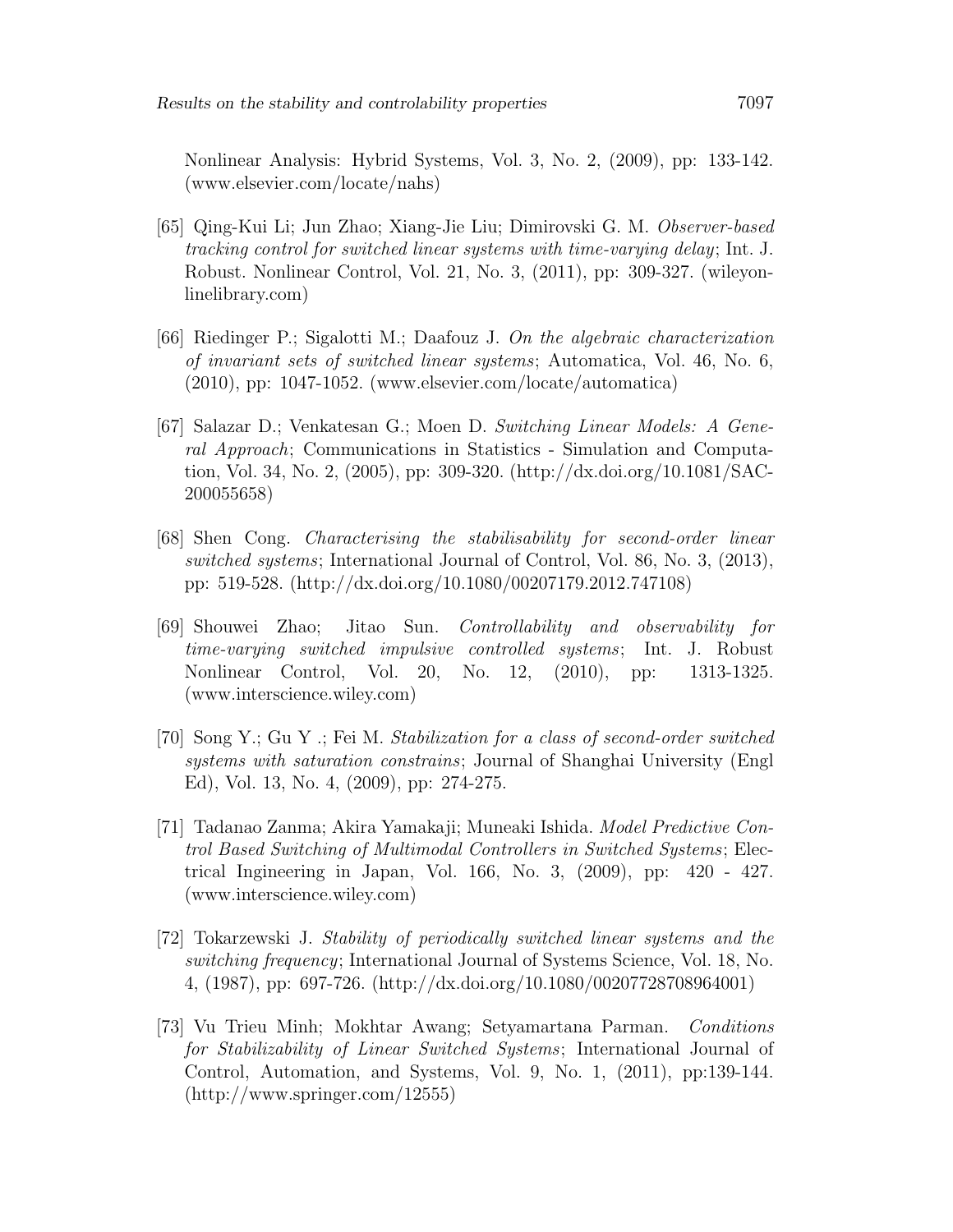Nonlinear Analysis: Hybrid Systems, Vol. 3, No. 2, (2009), pp: 133-142. (www.elsevier.com/locate/nahs)

[65] Qing-Kui Li; Jun Zhao; Xiang-Jie Liu; Dimirovski G. M. *Observer-based tracking control for switched linear systems with time-varying delay*; Int. J. Robust. Nonlinear Control, Vol. 21, No. 3, (2011), pp: 309-327. (wileyonlinelibrary.com)

[66] Riedinger P.; Sigalotti M.; Daafouz J. *On the algebraic characterization of invariant sets of switched linear systems*; Automatica, Vol. 46, No. 6, (2010), pp: 1047-1052. (www.elsevier.com/locate/automatica)

[67] Salazar D.; Venkatesan G.; Moen D. *Switching Linear Models: A General Approach*; Communications in Statistics - Simulation and Computation, Vol. 34, No. 2, (2005), pp: 309-320. (http://dx.doi.org/10.1081/SAC-200055658)

[68] Shen Cong. *Characterising the stabilisability for second-order linear switched systems*; International Journal of Control, Vol. 86, No. 3, (2013), pp: 519-528. (http://dx.doi.org/10.1080/00207179.2012.747108)

[69] Shouwei Zhao; Jitao Sun. *Controllability and observability for time-varying switched impulsive controlled systems*; Int. J. Robust Nonlinear Control, Vol. 20, No. 12, (2010), pp: 1313-1325. (www.interscience.wiley.com)

[70] Song Y.; Gu Y .; Fei M. *Stabilization for a class of second-order switched systems with saturation constrains*; Journal of Shanghai University (Engl Ed), Vol. 13, No. 4, (2009), pp: 274-275.

[71] Tadanao Zanma; Akira Yamakaji; Muneaki Ishida. *Model Predictive Control Based Switching of Multimodal Controllers in Switched Systems*; Electrical Ingineering in Japan, Vol. 166, No. 3, (2009), pp: 420 - 427. (www.interscience.wiley.com)

[72] Tokarzewski J. *Stability of periodically switched linear systems and the switching frequency*; International Journal of Systems Science, Vol. 18, No. 4, (1987), pp: 697-726. (http://dx.doi.org/10.1080/00207728708964001)

[73] Vu Trieu Minh; Mokhtar Awang; Setyamartana Parman. *Conditions for Stabilizability of Linear Switched Systems*; International Journal of Control, Automation, and Systems, Vol. 9, No. 1, (2011), pp:139-144. (http://www.springer.com/12555)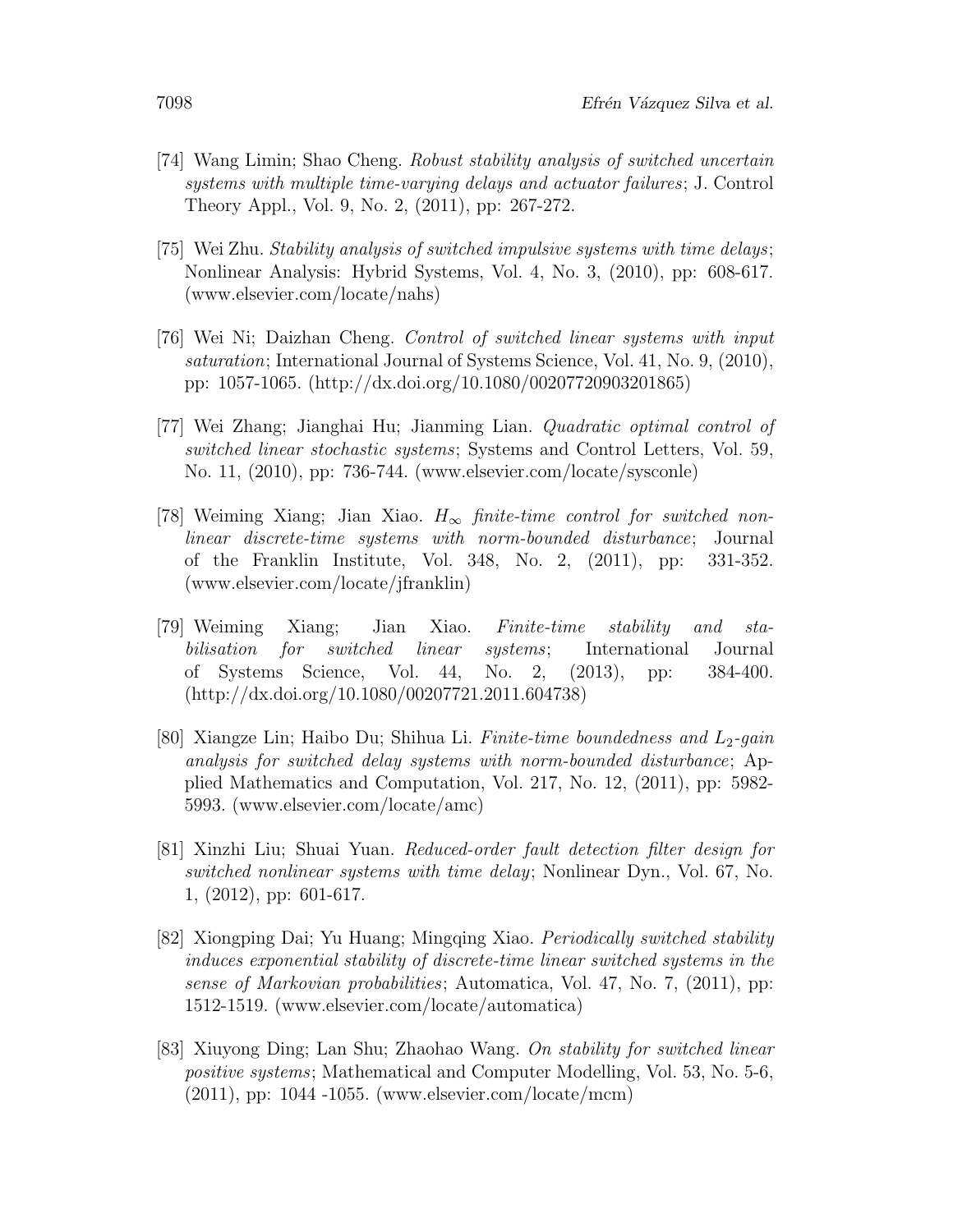[74] Wang Limin; Shao Cheng. *Robust stability analysis of switched uncertain systems with multiple time-varying delays and actuator failures*; J. Control Theory Appl., Vol. 9, No. 2, (2011), pp: 267-272.

[75] Wei Zhu. *Stability analysis of switched impulsive systems with time delays*; Nonlinear Analysis: Hybrid Systems, Vol. 4, No. 3, (2010), pp: 608-617. (www.elsevier.com/locate/nahs)

[76] Wei Ni; Daizhan Cheng. *Control of switched linear systems with input saturation*; International Journal of Systems Science, Vol. 41, No. 9, (2010), pp: 1057-1065. (http://dx.doi.org/10.1080/00207720903201865)

[77] Wei Zhang; Jianghai Hu; Jianming Lian. *Quadratic optimal control of switched linear stochastic systems*; Systems and Control Letters, Vol. 59, No. 11, (2010), pp: 736-744. (www.elsevier.com/locate/sysconle)

[78] Weiming Xiang; Jian Xiao. *$H_\infty$ finite-time control for switched nonlinear discrete-time systems with norm-bounded disturbance*; Journal of the Franklin Institute, Vol. 348, No. 2, (2011), pp: 331-352. (www.elsevier.com/locate/jfranklin)

[79] Weiming Xiang; Jian Xiao. *Finite-time stability and stabilisation for switched linear systems*; International Journal of Systems Science, Vol. 44, No. 2, (2013), pp: 384-400. (http://dx.doi.org/10.1080/00207721.2011.604738)

[80] Xiangze Lin; Haibo Du; Shihua Li. *Finite-time boundedness and $L_2$-gain analysis for switched delay systems with norm-bounded disturbance*; Applied Mathematics and Computation, Vol. 217, No. 12, (2011), pp: 5982-5993. (www.elsevier.com/locate/amc)

[81] Xinzhi Liu; Shuai Yuan. *Reduced-order fault detection filter design for switched nonlinear systems with time delay*; Nonlinear Dyn., Vol. 67, No. 1, (2012), pp: 601-617.

[82] Xiongping Dai; Yu Huang; Mingqing Xiao. *Periodically switched stability induces exponential stability of discrete-time linear switched systems in the sense of Markovian probabilities*; Automatica, Vol. 47, No. 7, (2011), pp: 1512-1519. (www.elsevier.com/locate/automatica)

[83] Xiuyong Ding; Lan Shu; Zhaohao Wang. *On stability for switched linear positive systems*; Mathematical and Computer Modelling, Vol. 53, No. 5-6, (2011), pp: 1044 -1055. (www.elsevier.com/locate/mcm)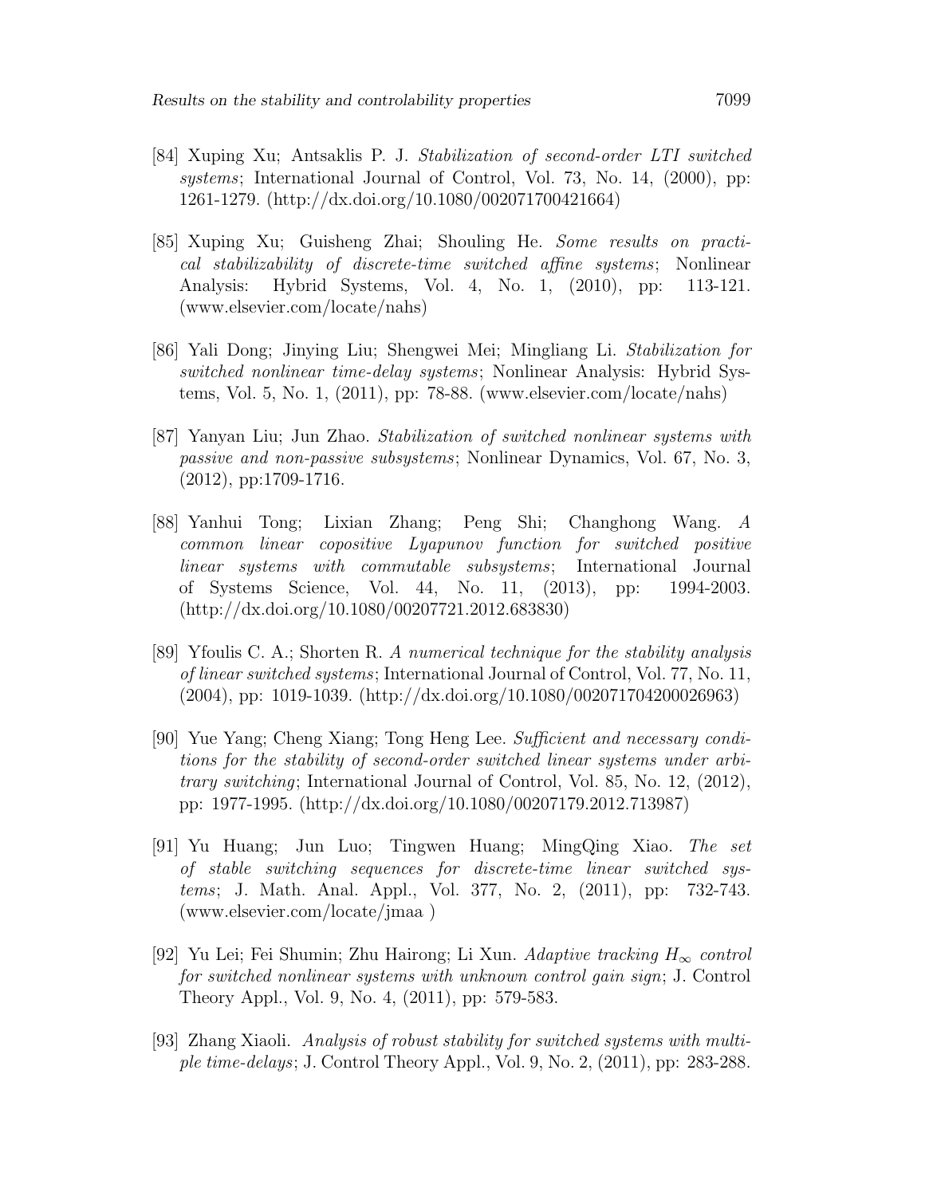[84] Xuping Xu; Antsaklis P. J. *Stabilization of second-order LTI switched systems*; International Journal of Control, Vol. 73, No. 14, (2000), pp: 1261-1279. (http://dx.doi.org/10.1080/002071700421664)

[85] Xuping Xu; Guisheng Zhai; Shouling He. *Some results on practical stabilizability of discrete-time switched affine systems*; Nonlinear Analysis: Hybrid Systems, Vol. 4, No. 1, (2010), pp: 113-121. (www.elsevier.com/locate/nahs)

[86] Yali Dong; Jinying Liu; Shengwei Mei; Mingliang Li. *Stabilization for switched nonlinear time-delay systems*; Nonlinear Analysis: Hybrid Systems, Vol. 5, No. 1, (2011), pp: 78-88. (www.elsevier.com/locate/nahs)

[87] Yanyan Liu; Jun Zhao. *Stabilization of switched nonlinear systems with passive and non-passive subsystems*; Nonlinear Dynamics, Vol. 67, No. 3, (2012), pp:1709-1716.

[88] Yanhui Tong; Lixian Zhang; Peng Shi; Changhong Wang. *A common linear copositive Lyapunov function for switched positive linear systems with commutable subsystems*; International Journal of Systems Science, Vol. 44, No. 11, (2013), pp: 1994-2003. (http://dx.doi.org/10.1080/00207721.2012.683830)

[89] Yfoulis C. A.; Shorten R. *A numerical technique for the stability analysis of linear switched systems*; International Journal of Control, Vol. 77, No. 11, (2004), pp: 1019-1039. (http://dx.doi.org/10.1080/002071704200026963)

[90] Yue Yang; Cheng Xiang; Tong Heng Lee. *Sufficient and necessary conditions for the stability of second-order switched linear systems under arbitrary switching*; International Journal of Control, Vol. 85, No. 12, (2012), pp: 1977-1995. (http://dx.doi.org/10.1080/00207179.2012.713987)

[91] Yu Huang; Jun Luo; Tingwen Huang; MingQing Xiao. *The set of stable switching sequences for discrete-time linear switched systems*; J. Math. Anal. Appl., Vol. 377, No. 2, (2011), pp: 732-743. (www.elsevier.com/locate/jmaa )

[92] Yu Lei; Fei Shumin; Zhu Hairong; Li Xun. *Adaptive tracking $H_\infty$ control for switched nonlinear systems with unknown control gain sign*; J. Control Theory Appl., Vol. 9, No. 4, (2011), pp: 579-583.

[93] Zhang Xiaoli. *Analysis of robust stability for switched systems with multiple time-delays*; J. Control Theory Appl., Vol. 9, No. 2, (2011), pp: 283-288.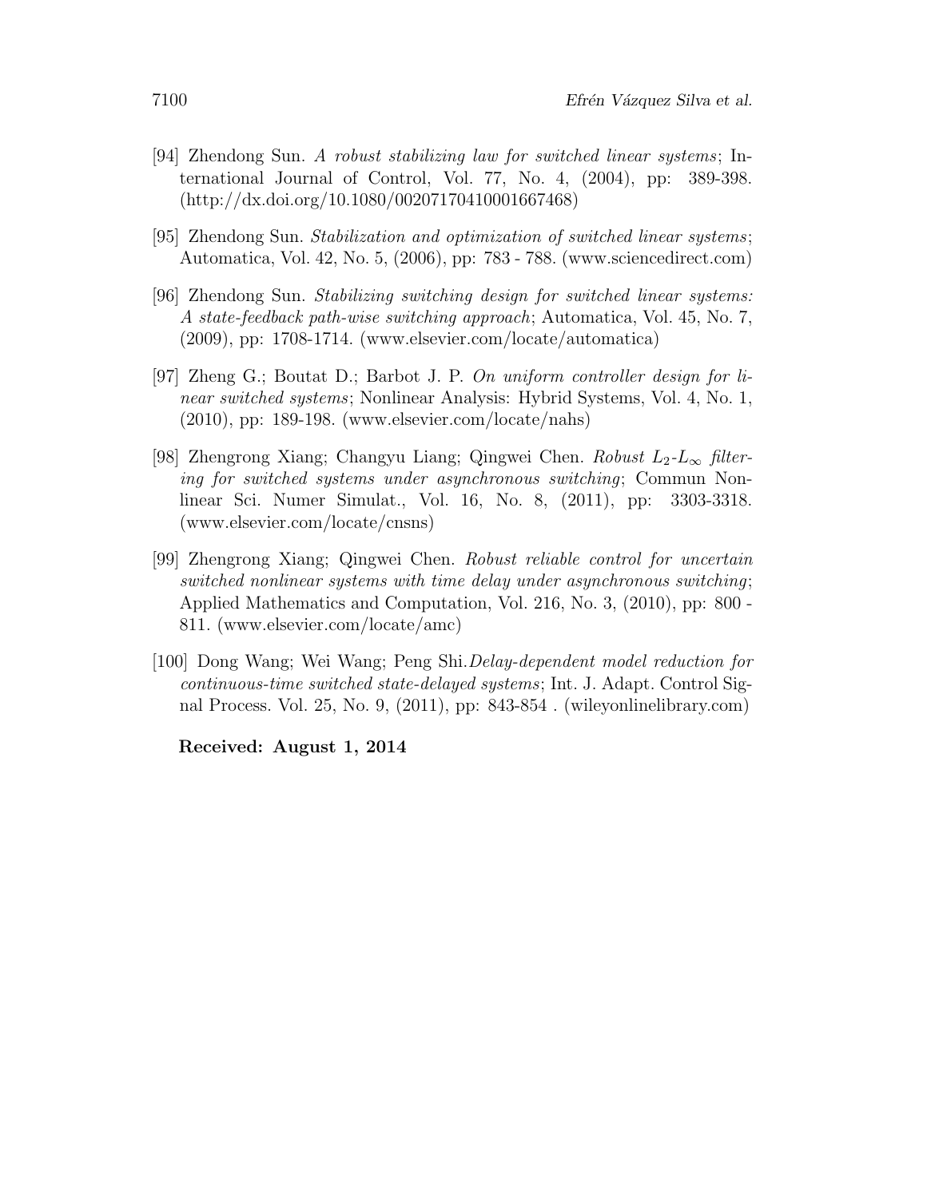[94] Zhendong Sun. *A robust stabilizing law for switched linear systems*; International Journal of Control, Vol. 77, No. 4, (2004), pp: 389-398. (http://dx.doi.org/10.1080/00207170410001667468)

[95] Zhendong Sun. *Stabilization and optimization of switched linear systems*; Automatica, Vol. 42, No. 5, (2006), pp: 783 - 788. (www.sciencedirect.com)

[96] Zhendong Sun. *Stabilizing switching design for switched linear systems: A state-feedback path-wise switching approach*; Automatica, Vol. 45, No. 7, (2009), pp: 1708-1714. (www.elsevier.com/locate/automatica)

[97] Zheng G.; Boutat D.; Barbot J. P. *On uniform controller design for linear switched systems*; Nonlinear Analysis: Hybrid Systems, Vol. 4, No. 1, (2010), pp: 189-198. (www.elsevier.com/locate/nahs)

[98] Zhengrong Xiang; Changyu Liang; Qingwei Chen. *Robust $L_2$-$L_\infty$ filtering for switched systems under asynchronous switching*; Commun Nonlinear Sci. Numer Simulat., Vol. 16, No. 8, (2011), pp: 3303-3318. (www.elsevier.com/locate/cnsns)

[99] Zhengrong Xiang; Qingwei Chen. *Robust reliable control for uncertain switched nonlinear systems with time delay under asynchronous switching*; Applied Mathematics and Computation, Vol. 216, No. 3, (2010), pp: 800 - 811. (www.elsevier.com/locate/amc)

[100] Dong Wang; Wei Wang; Peng Shi.*Delay-dependent model reduction for continuous-time switched state-delayed systems*; Int. J. Adapt. Control Signal Process. Vol. 25, No. 9, (2011), pp: 843-854 . (wileyonlinelibrary.com)

**Received: August 1, 2014**